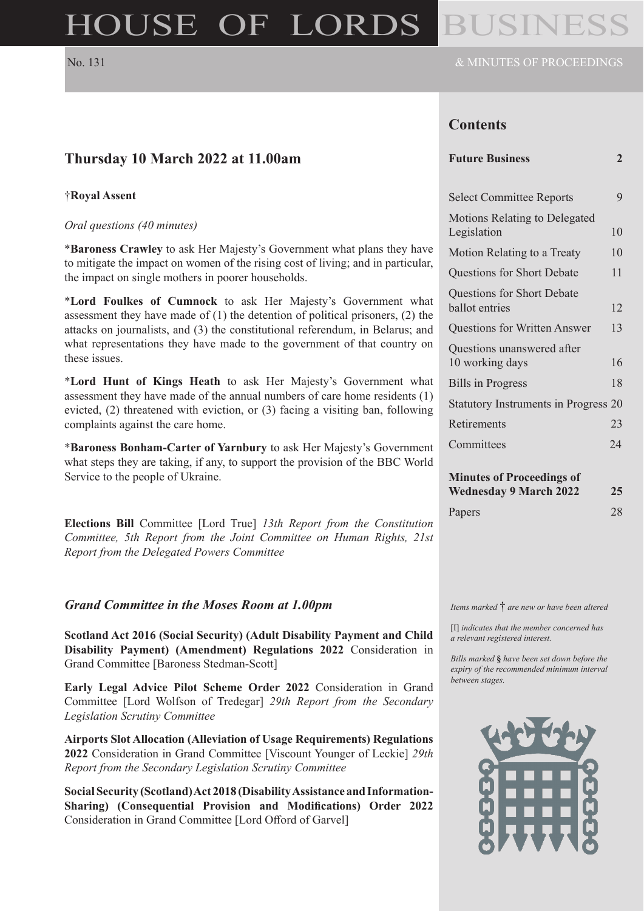# HOUSE OF LORDS BUSINESS

No. 131

& MINUTES OF PROCEEDINGS

## Thursday 10 March 2022 at 11.00am

†**Royal Assent**

*Oral questions (40 minutes)*

\***Baroness Crawley** to ask Her Majesty's Government what plans they have to mitigate the impact on women of the rising cost of living; and in particular, the impact on single mothers in poorer households.

\***Lord Foulkes of Cumnock** to ask Her Majesty's Government what assessment they have made of (1) the detention of political prisoners, (2) the attacks on journalists, and (3) the constitutional referendum, in Belarus; and what representations they have made to the government of that country on these issues.

\***Lord Hunt of Kings Heath** to ask Her Majesty's Government what assessment they have made of the annual numbers of care home residents (1) evicted, (2) threatened with eviction, or (3) facing a visiting ban, following complaints against the care home.

\***Baroness Bonham-Carter of Yarnbury** to ask Her Majesty's Government what steps they are taking, if any, to support the provision of the BBC World Service to the people of Ukraine.

**Elections Bill** Committee [Lord True] *13th Report from the Constitution Committee, 5th Report from the Joint Committee on Human Rights, 21st Report from the Delegated Powers Committee*

### *Grand Committee in the Moses Room at 1.00pm*

**Scotland Act 2016 (Social Security) (Adult Disability Payment and Child Disability Payment) (Amendment) Regulations 2022** Consideration in Grand Committee [Baroness Stedman-Scott]

**Early Legal Advice Pilot Scheme Order 2022** Consideration in Grand Committee [Lord Wolfson of Tredegar] *29th Report from the Secondary Legislation Scrutiny Committee*

**Airports Slot Allocation (Alleviation of Usage Requirements) Regulations 2022** Consideration in Grand Committee [Viscount Younger of Leckie] *29th Report from the Secondary Legislation Scrutiny Committee*

**Social Security (Scotland) Act 2018 (Disability Assistance and Information-Sharing) (Consequential Provision and Modifications) Order 2022** Consideration in Grand Committee [Lord Offord of Garvel]

## Contents

| | |
|---|---|
| **Future Business** | **2** |
| Select Committee Reports | 9 |
| Motions Relating to Delegated Legislation | 10 |
| Motion Relating to a Treaty | 10 |
| Questions for Short Debate | 11 |
| Questions for Short Debate ballot entries | 12 |
| Questions for Written Answer | 13 |
| Questions unanswered after 10 working days | 16 |
| Bills in Progress | 18 |
| Statutory Instruments in Progress | 20 |
| Retirements | 23 |
| Committees | 24 |
| **Minutes of Proceedings of Wednesday 9 March 2022** | **25** |
| Papers | 28 |

*Items marked* † *are new or have been altered*

[I] *indicates that the member concerned has a relevant registered interest.*

*Bills marked* § *have been set down before the expiry of the recommended minimum interval between stages.*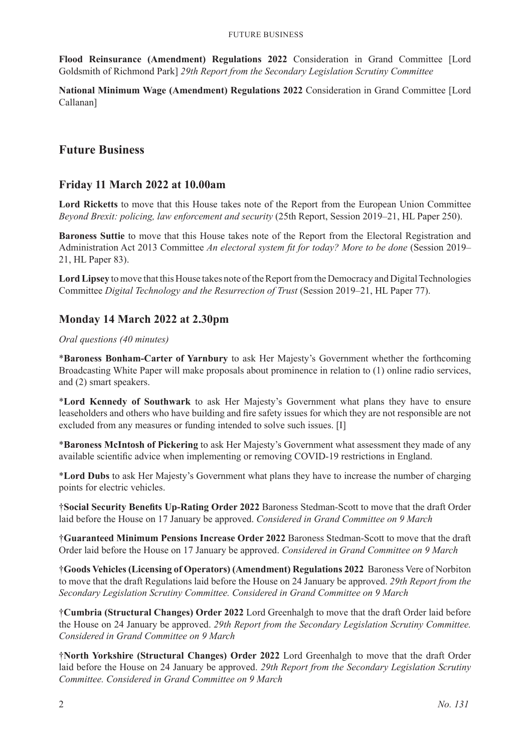**Flood Reinsurance (Amendment) Regulations 2022** Consideration in Grand Committee [Lord Goldsmith of Richmond Park] *29th Report from the Secondary Legislation Scrutiny Committee*

**National Minimum Wage (Amendment) Regulations 2022** Consideration in Grand Committee [Lord Callanan]

## Future Business

### Friday 11 March 2022 at 10.00am

**Lord Ricketts** to move that this House takes note of the Report from the European Union Committee *Beyond Brexit: policing, law enforcement and security* (25th Report, Session 2019–21, HL Paper 250).

**Baroness Suttie** to move that this House takes note of the Report from the Electoral Registration and Administration Act 2013 Committee *An electoral system fit for today? More to be done* (Session 2019–21, HL Paper 83).

**Lord Lipsey** to move that this House takes note of the Report from the Democracy and Digital Technologies Committee *Digital Technology and the Resurrection of Trust* (Session 2019–21, HL Paper 77).

### Monday 14 March 2022 at 2.30pm

*Oral questions (40 minutes)*

*__Baroness Bonham-Carter of Yarnbury__ to ask Her Majesty's Government whether the forthcoming Broadcasting White Paper will make proposals about prominence in relation to (1) online radio services, and (2) smart speakers.

*__Lord Kennedy of Southwark__ to ask Her Majesty's Government what plans they have to ensure leaseholders and others who have building and fire safety issues for which they are not responsible are not excluded from any measures or funding intended to solve such issues. [I]

*__Baroness McIntosh of Pickering__ to ask Her Majesty's Government what assessment they made of any available scientific advice when implementing or removing COVID-19 restrictions in England.

*__Lord Dubs__ to ask Her Majesty's Government what plans they have to increase the number of charging points for electric vehicles.

†**Social Security Benefits Up-Rating Order 2022** Baroness Stedman-Scott to move that the draft Order laid before the House on 17 January be approved. *Considered in Grand Committee on 9 March*

†**Guaranteed Minimum Pensions Increase Order 2022** Baroness Stedman-Scott to move that the draft Order laid before the House on 17 January be approved. *Considered in Grand Committee on 9 March*

†**Goods Vehicles (Licensing of Operators) (Amendment) Regulations 2022** Baroness Vere of Norbiton to move that the draft Regulations laid before the House on 24 January be approved. *29th Report from the Secondary Legislation Scrutiny Committee. Considered in Grand Committee on 9 March*

†**Cumbria (Structural Changes) Order 2022** Lord Greenhalgh to move that the draft Order laid before the House on 24 January be approved. *29th Report from the Secondary Legislation Scrutiny Committee. Considered in Grand Committee on 9 March*

†**North Yorkshire (Structural Changes) Order 2022** Lord Greenhalgh to move that the draft Order laid before the House on 24 January be approved. *29th Report from the Secondary Legislation Scrutiny Committee. Considered in Grand Committee on 9 March*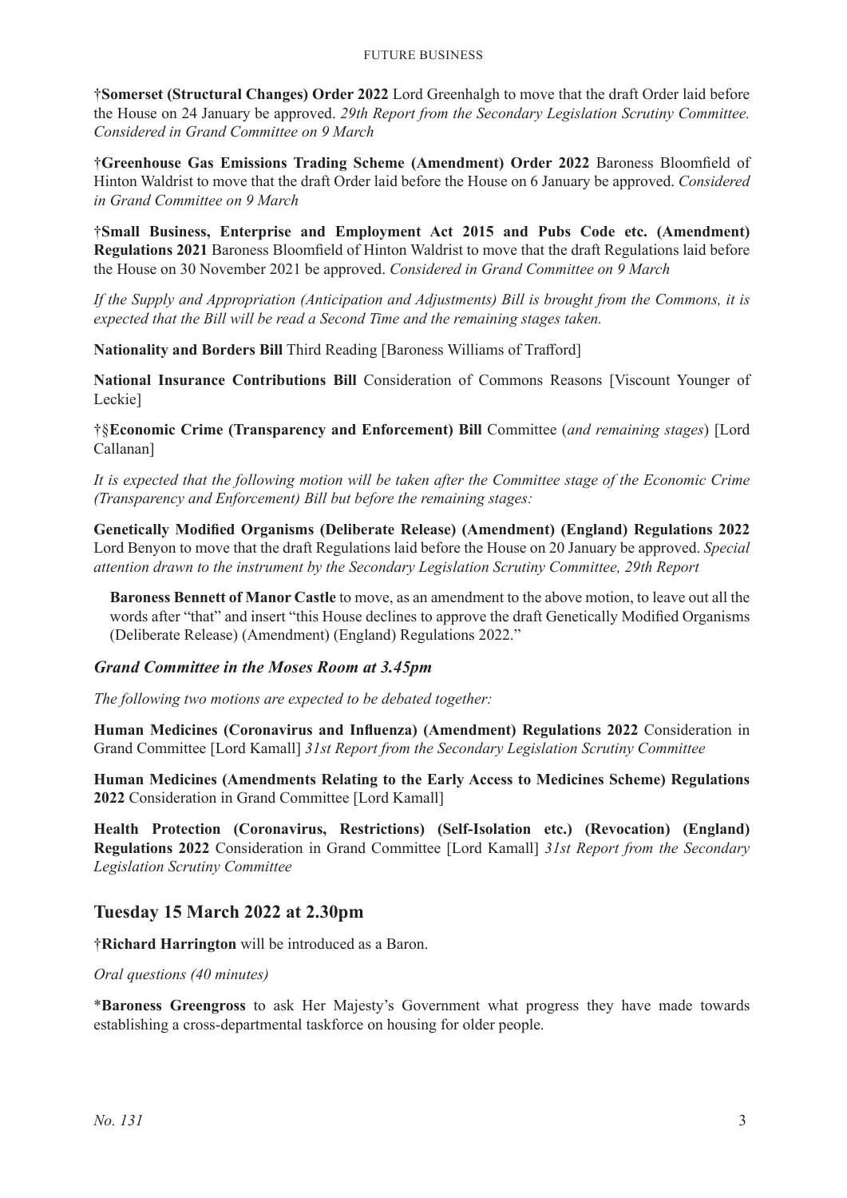**†Somerset (Structural Changes) Order 2022** Lord Greenhalgh to move that the draft Order laid before the House on 24 January be approved. *29th Report from the Secondary Legislation Scrutiny Committee. Considered in Grand Committee on 9 March*

**†Greenhouse Gas Emissions Trading Scheme (Amendment) Order 2022** Baroness Bloomfield of Hinton Waldrist to move that the draft Order laid before the House on 6 January be approved. *Considered in Grand Committee on 9 March*

**†Small Business, Enterprise and Employment Act 2015 and Pubs Code etc. (Amendment) Regulations 2021** Baroness Bloomfield of Hinton Waldrist to move that the draft Regulations laid before the House on 30 November 2021 be approved. *Considered in Grand Committee on 9 March*

*If the Supply and Appropriation (Anticipation and Adjustments) Bill is brought from the Commons, it is expected that the Bill will be read a Second Time and the remaining stages taken.*

**Nationality and Borders Bill** Third Reading [Baroness Williams of Trafford]

**National Insurance Contributions Bill** Consideration of Commons Reasons [Viscount Younger of Leckie]

**†§Economic Crime (Transparency and Enforcement) Bill** Committee (*and remaining stages*) [Lord Callanan]

*It is expected that the following motion will be taken after the Committee stage of the Economic Crime (Transparency and Enforcement) Bill but before the remaining stages:*

**Genetically Modified Organisms (Deliberate Release) (Amendment) (England) Regulations 2022** Lord Benyon to move that the draft Regulations laid before the House on 20 January be approved. *Special attention drawn to the instrument by the Secondary Legislation Scrutiny Committee, 29th Report*

> **Baroness Bennett of Manor Castle** to move, as an amendment to the above motion, to leave out all the words after "that" and insert "this House declines to approve the draft Genetically Modified Organisms (Deliberate Release) (Amendment) (England) Regulations 2022."

### *Grand Committee in the Moses Room at 3.45pm*

*The following two motions are expected to be debated together:*

**Human Medicines (Coronavirus and Influenza) (Amendment) Regulations 2022** Consideration in Grand Committee [Lord Kamall] *31st Report from the Secondary Legislation Scrutiny Committee*

**Human Medicines (Amendments Relating to the Early Access to Medicines Scheme) Regulations 2022** Consideration in Grand Committee [Lord Kamall]

**Health Protection (Coronavirus, Restrictions) (Self-Isolation etc.) (Revocation) (England) Regulations 2022** Consideration in Grand Committee [Lord Kamall] *31st Report from the Secondary Legislation Scrutiny Committee*

## Tuesday 15 March 2022 at 2.30pm

**†Richard Harrington** will be introduced as a Baron.

*Oral questions (40 minutes)*

\***Baroness Greengross** to ask Her Majesty's Government what progress they have made towards establishing a cross-departmental taskforce on housing for older people.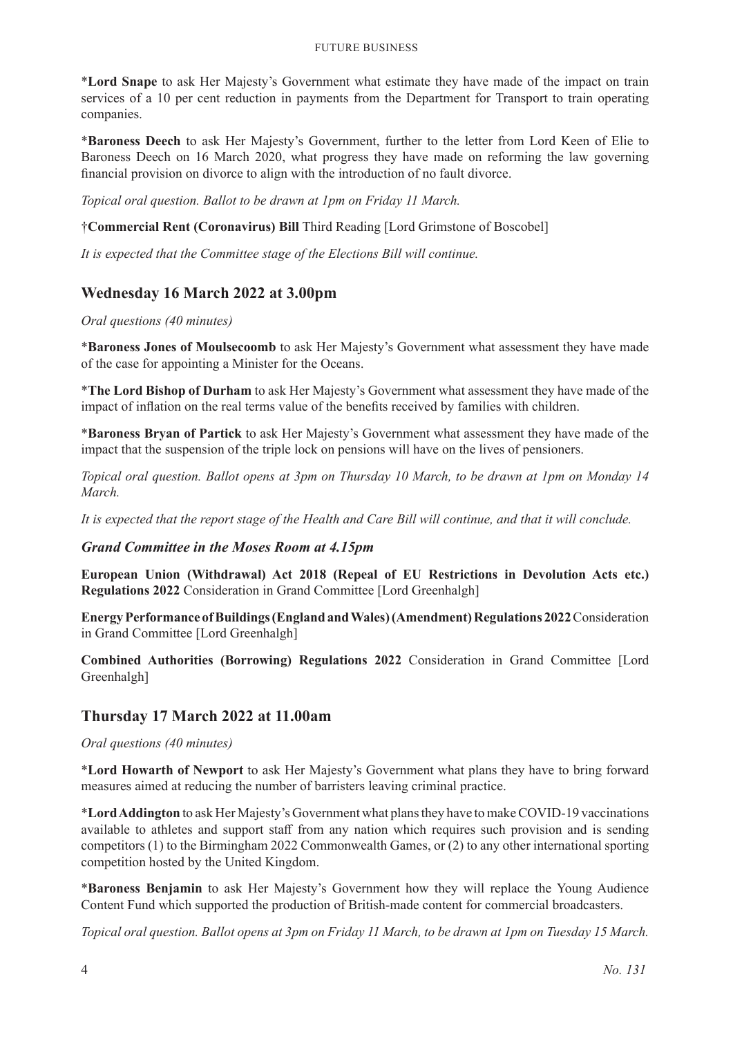*​**Lord Snape** to ask Her Majesty's Government what estimate they have made of the impact on train services of a 10 per cent reduction in payments from the Department for Transport to train operating companies.

*​**Baroness Deech** to ask Her Majesty's Government, further to the letter from Lord Keen of Elie to Baroness Deech on 16 March 2020, what progress they have made on reforming the law governing financial provision on divorce to align with the introduction of no fault divorce.

*Topical oral question. Ballot to be drawn at 1pm on Friday 11 March.*

†**Commercial Rent (Coronavirus) Bill** Third Reading [Lord Grimstone of Boscobel]

*It is expected that the Committee stage of the Elections Bill will continue.*

## Wednesday 16 March 2022 at 3.00pm

*Oral questions (40 minutes)*

*​**Baroness Jones of Moulsecoomb** to ask Her Majesty's Government what assessment they have made of the case for appointing a Minister for the Oceans.

*​**The Lord Bishop of Durham** to ask Her Majesty's Government what assessment they have made of the impact of inflation on the real terms value of the benefits received by families with children.

*​**Baroness Bryan of Partick** to ask Her Majesty's Government what assessment they have made of the impact that the suspension of the triple lock on pensions will have on the lives of pensioners.

*Topical oral question. Ballot opens at 3pm on Thursday 10 March, to be drawn at 1pm on Monday 14 March.*

*It is expected that the report stage of the Health and Care Bill will continue, and that it will conclude.*

### *Grand Committee in the Moses Room at 4.15pm*

**European Union (Withdrawal) Act 2018 (Repeal of EU Restrictions in Devolution Acts etc.) Regulations 2022** Consideration in Grand Committee [Lord Greenhalgh]

**Energy Performance of Buildings (England and Wales) (Amendment) Regulations 2022** Consideration in Grand Committee [Lord Greenhalgh]

**Combined Authorities (Borrowing) Regulations 2022** Consideration in Grand Committee [Lord Greenhalgh]

## Thursday 17 March 2022 at 11.00am

*Oral questions (40 minutes)*

*​**Lord Howarth of Newport** to ask Her Majesty's Government what plans they have to bring forward measures aimed at reducing the number of barristers leaving criminal practice.

*​**Lord Addington** to ask Her Majesty's Government what plans they have to make COVID-19 vaccinations available to athletes and support staff from any nation which requires such provision and is sending competitors (1) to the Birmingham 2022 Commonwealth Games, or (2) to any other international sporting competition hosted by the United Kingdom.

*​**Baroness Benjamin** to ask Her Majesty's Government how they will replace the Young Audience Content Fund which supported the production of British-made content for commercial broadcasters.

*Topical oral question. Ballot opens at 3pm on Friday 11 March, to be drawn at 1pm on Tuesday 15 March.*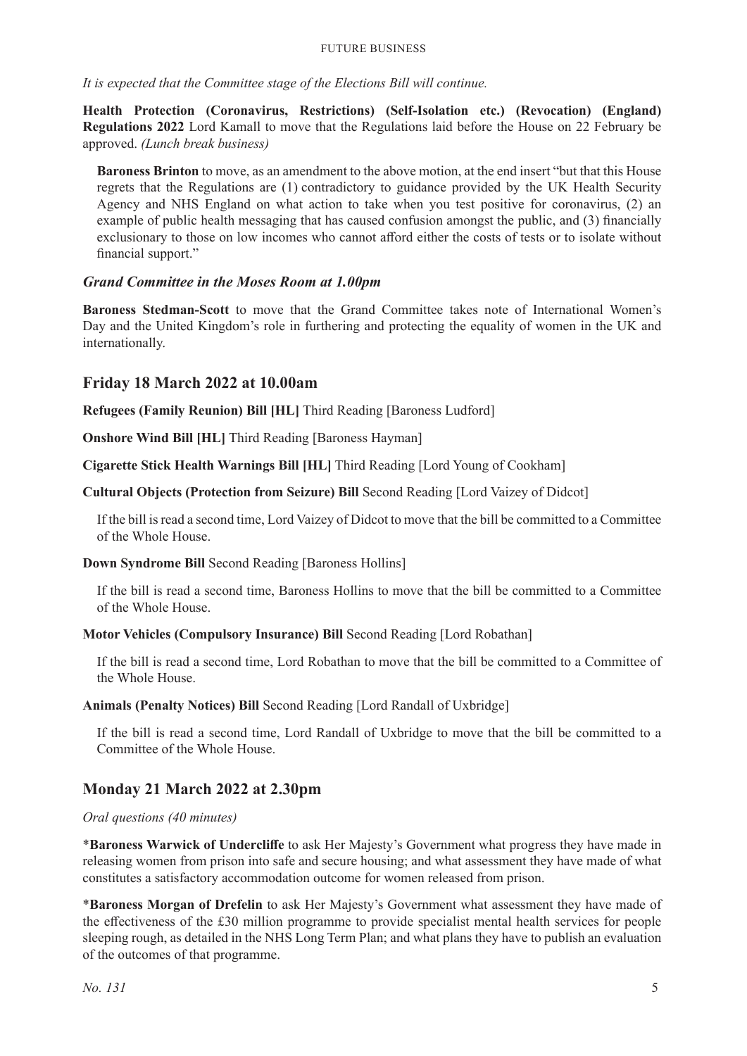*It is expected that the Committee stage of the Elections Bill will continue.*

**Health Protection (Coronavirus, Restrictions) (Self-Isolation etc.) (Revocation) (England) Regulations 2022** Lord Kamall to move that the Regulations laid before the House on 22 February be approved. *(Lunch break business)*

> **Baroness Brinton** to move, as an amendment to the above motion, at the end insert "but that this House regrets that the Regulations are (1) contradictory to guidance provided by the UK Health Security Agency and NHS England on what action to take when you test positive for coronavirus, (2) an example of public health messaging that has caused confusion amongst the public, and (3) financially exclusionary to those on low incomes who cannot afford either the costs of tests or to isolate without financial support."

### *Grand Committee in the Moses Room at 1.00pm*

**Baroness Stedman-Scott** to move that the Grand Committee takes note of International Women's Day and the United Kingdom's role in furthering and protecting the equality of women in the UK and internationally.

## Friday 18 March 2022 at 10.00am

**Refugees (Family Reunion) Bill [HL]** Third Reading [Baroness Ludford]

**Onshore Wind Bill [HL]** Third Reading [Baroness Hayman]

**Cigarette Stick Health Warnings Bill [HL]** Third Reading [Lord Young of Cookham]

**Cultural Objects (Protection from Seizure) Bill** Second Reading [Lord Vaizey of Didcot]

> If the bill is read a second time, Lord Vaizey of Didcot to move that the bill be committed to a Committee of the Whole House.

**Down Syndrome Bill** Second Reading [Baroness Hollins]

> If the bill is read a second time, Baroness Hollins to move that the bill be committed to a Committee of the Whole House.

**Motor Vehicles (Compulsory Insurance) Bill** Second Reading [Lord Robathan]

> If the bill is read a second time, Lord Robathan to move that the bill be committed to a Committee of the Whole House.

**Animals (Penalty Notices) Bill** Second Reading [Lord Randall of Uxbridge]

> If the bill is read a second time, Lord Randall of Uxbridge to move that the bill be committed to a Committee of the Whole House.

## Monday 21 March 2022 at 2.30pm

*Oral questions (40 minutes)*

*__Baroness Warwick of Undercliffe__ to ask Her Majesty's Government what progress they have made in releasing women from prison into safe and secure housing; and what assessment they have made of what constitutes a satisfactory accommodation outcome for women released from prison.

*__Baroness Morgan of Drefelin__ to ask Her Majesty's Government what assessment they have made of the effectiveness of the £30 million programme to provide specialist mental health services for people sleeping rough, as detailed in the NHS Long Term Plan; and what plans they have to publish an evaluation of the outcomes of that programme.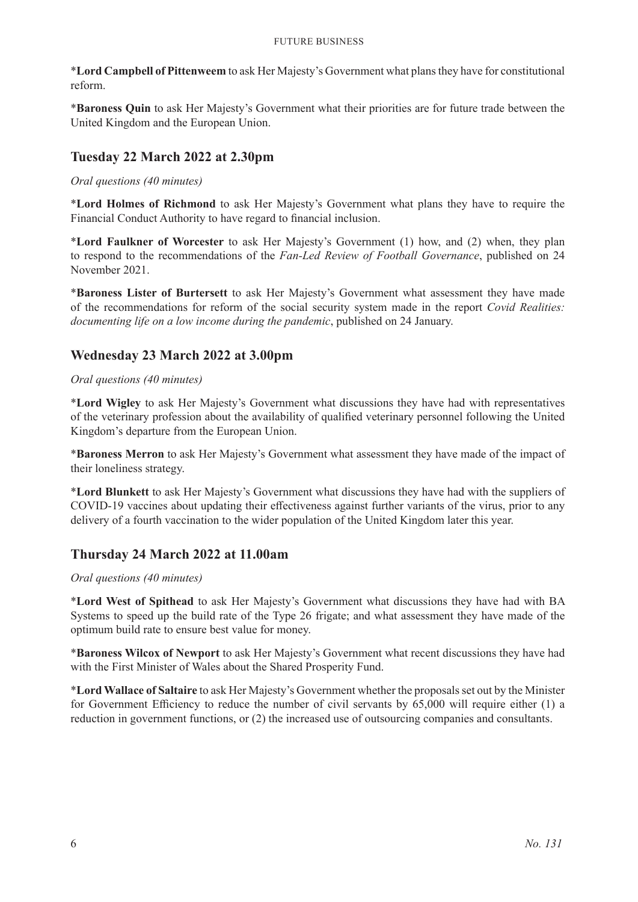*​**Lord Campbell of Pittenweem** to ask Her Majesty's Government what plans they have for constitutional reform.

*​**Baroness Quin** to ask Her Majesty's Government what their priorities are for future trade between the United Kingdom and the European Union.

## Tuesday 22 March 2022 at 2.30pm

*Oral questions (40 minutes)*

*​**Lord Holmes of Richmond** to ask Her Majesty's Government what plans they have to require the Financial Conduct Authority to have regard to financial inclusion.

*​**Lord Faulkner of Worcester** to ask Her Majesty's Government (1) how, and (2) when, they plan to respond to the recommendations of the *Fan-Led Review of Football Governance*, published on 24 November 2021.

*​**Baroness Lister of Burtersett** to ask Her Majesty's Government what assessment they have made of the recommendations for reform of the social security system made in the report *Covid Realities: documenting life on a low income during the pandemic*, published on 24 January.

## Wednesday 23 March 2022 at 3.00pm

*Oral questions (40 minutes)*

*​**Lord Wigley** to ask Her Majesty's Government what discussions they have had with representatives of the veterinary profession about the availability of qualified veterinary personnel following the United Kingdom's departure from the European Union.

*​**Baroness Merron** to ask Her Majesty's Government what assessment they have made of the impact of their loneliness strategy.

*​**Lord Blunkett** to ask Her Majesty's Government what discussions they have had with the suppliers of COVID-19 vaccines about updating their effectiveness against further variants of the virus, prior to any delivery of a fourth vaccination to the wider population of the United Kingdom later this year.

## Thursday 24 March 2022 at 11.00am

*Oral questions (40 minutes)*

*​**Lord West of Spithead** to ask Her Majesty's Government what discussions they have had with BA Systems to speed up the build rate of the Type 26 frigate; and what assessment they have made of the optimum build rate to ensure best value for money.

*​**Baroness Wilcox of Newport** to ask Her Majesty's Government what recent discussions they have had with the First Minister of Wales about the Shared Prosperity Fund.

*​**Lord Wallace of Saltaire** to ask Her Majesty's Government whether the proposals set out by the Minister for Government Efficiency to reduce the number of civil servants by 65,000 will require either (1) a reduction in government functions, or (2) the increased use of outsourcing companies and consultants.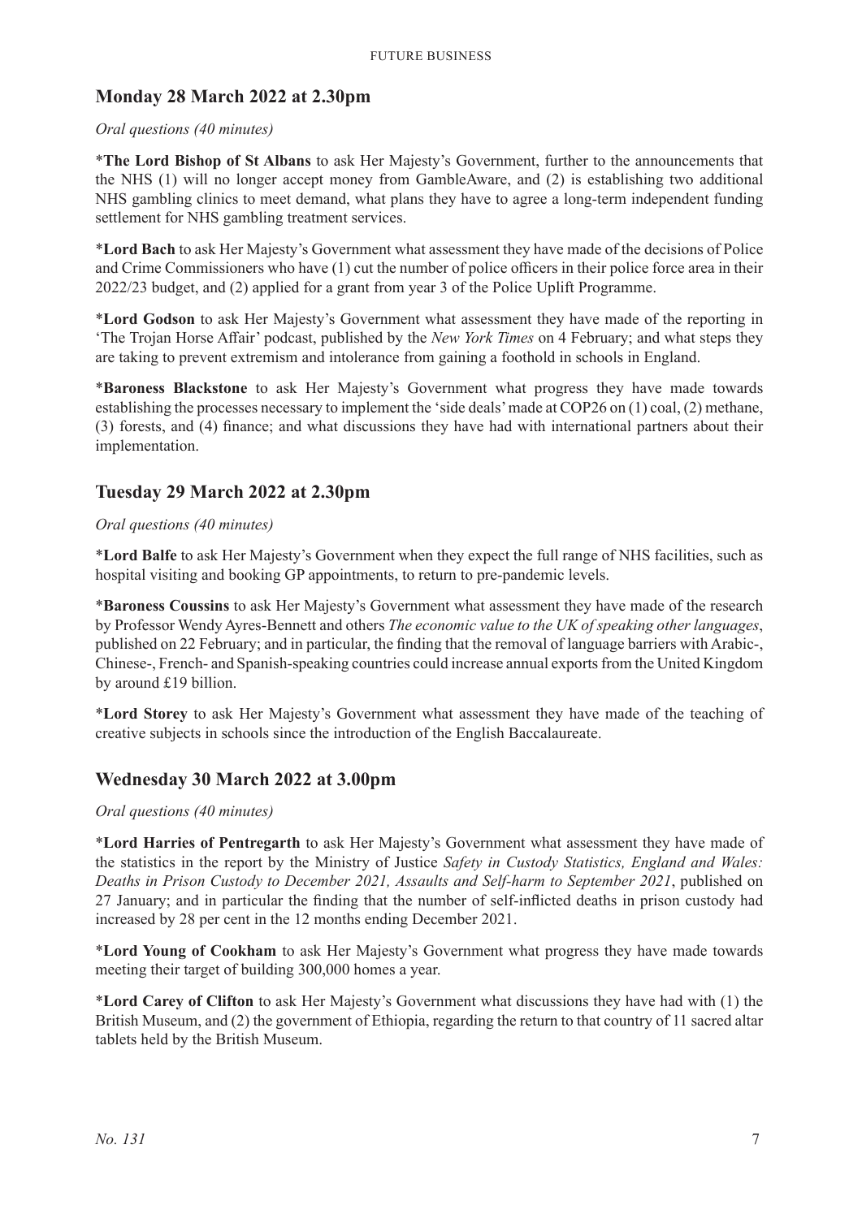## Monday 28 March 2022 at 2.30pm

*Oral questions (40 minutes)*

*​**The Lord Bishop of St Albans** to ask Her Majesty's Government, further to the announcements that the NHS (1) will no longer accept money from GambleAware, and (2) is establishing two additional NHS gambling clinics to meet demand, what plans they have to agree a long-term independent funding settlement for NHS gambling treatment services.

*​**Lord Bach** to ask Her Majesty's Government what assessment they have made of the decisions of Police and Crime Commissioners who have (1) cut the number of police officers in their police force area in their 2022/23 budget, and (2) applied for a grant from year 3 of the Police Uplift Programme.

*​**Lord Godson** to ask Her Majesty's Government what assessment they have made of the reporting in 'The Trojan Horse Affair' podcast, published by the *New York Times* on 4 February; and what steps they are taking to prevent extremism and intolerance from gaining a foothold in schools in England.

*​**Baroness Blackstone** to ask Her Majesty's Government what progress they have made towards establishing the processes necessary to implement the 'side deals' made at COP26 on (1) coal, (2) methane, (3) forests, and (4) finance; and what discussions they have had with international partners about their implementation.

## Tuesday 29 March 2022 at 2.30pm

*Oral questions (40 minutes)*

*​**Lord Balfe** to ask Her Majesty's Government when they expect the full range of NHS facilities, such as hospital visiting and booking GP appointments, to return to pre-pandemic levels.

*​**Baroness Coussins** to ask Her Majesty's Government what assessment they have made of the research by Professor Wendy Ayres-Bennett and others *The economic value to the UK of speaking other languages*, published on 22 February; and in particular, the finding that the removal of language barriers with Arabic-, Chinese-, French- and Spanish-speaking countries could increase annual exports from the United Kingdom by around £19 billion.

*​**Lord Storey** to ask Her Majesty's Government what assessment they have made of the teaching of creative subjects in schools since the introduction of the English Baccalaureate.

## Wednesday 30 March 2022 at 3.00pm

*Oral questions (40 minutes)*

*​**Lord Harries of Pentregarth** to ask Her Majesty's Government what assessment they have made of the statistics in the report by the Ministry of Justice *Safety in Custody Statistics, England and Wales: Deaths in Prison Custody to December 2021, Assaults and Self-harm to September 2021*, published on 27 January; and in particular the finding that the number of self-inflicted deaths in prison custody had increased by 28 per cent in the 12 months ending December 2021.

*​**Lord Young of Cookham** to ask Her Majesty's Government what progress they have made towards meeting their target of building 300,000 homes a year.

*​**Lord Carey of Clifton** to ask Her Majesty's Government what discussions they have had with (1) the British Museum, and (2) the government of Ethiopia, regarding the return to that country of 11 sacred altar tablets held by the British Museum.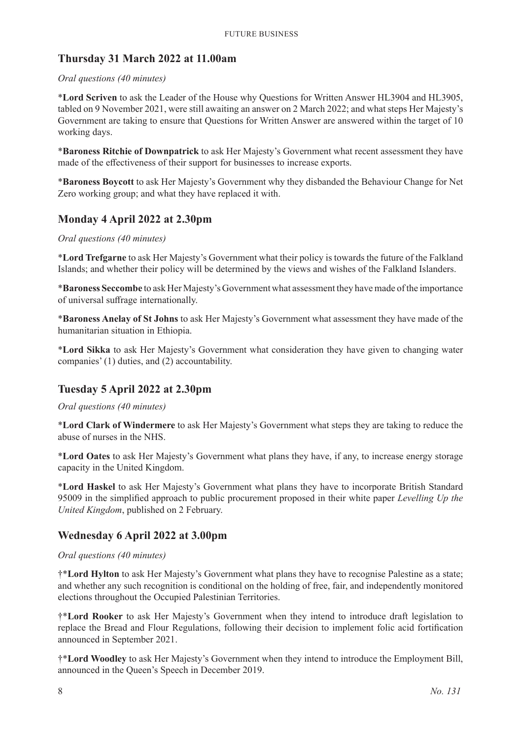## Thursday 31 March 2022 at 11.00am

*Oral questions (40 minutes)*

*__Lord Scriven__ to ask the Leader of the House why Questions for Written Answer HL3904 and HL3905, tabled on 9 November 2021, were still awaiting an answer on 2 March 2022; and what steps Her Majesty's Government are taking to ensure that Questions for Written Answer are answered within the target of 10 working days.

*__Baroness Ritchie of Downpatrick__ to ask Her Majesty's Government what recent assessment they have made of the effectiveness of their support for businesses to increase exports.

*__Baroness Boycott__ to ask Her Majesty's Government why they disbanded the Behaviour Change for Net Zero working group; and what they have replaced it with.

## Monday 4 April 2022 at 2.30pm

*Oral questions (40 minutes)*

*__Lord Trefgarne__ to ask Her Majesty's Government what their policy is towards the future of the Falkland Islands; and whether their policy will be determined by the views and wishes of the Falkland Islanders.

*__Baroness Seccombe__ to ask Her Majesty's Government what assessment they have made of the importance of universal suffrage internationally.

*__Baroness Anelay of St Johns__ to ask Her Majesty's Government what assessment they have made of the humanitarian situation in Ethiopia.

*__Lord Sikka__ to ask Her Majesty's Government what consideration they have given to changing water companies' (1) duties, and (2) accountability.

## Tuesday 5 April 2022 at 2.30pm

*Oral questions (40 minutes)*

*__Lord Clark of Windermere__ to ask Her Majesty's Government what steps they are taking to reduce the abuse of nurses in the NHS.

*__Lord Oates__ to ask Her Majesty's Government what plans they have, if any, to increase energy storage capacity in the United Kingdom.

*__Lord Haskel__ to ask Her Majesty's Government what plans they have to incorporate British Standard 95009 in the simplified approach to public procurement proposed in their white paper *Levelling Up the United Kingdom*, published on 2 February.

## Wednesday 6 April 2022 at 3.00pm

*Oral questions (40 minutes)*

†*__Lord Hylton__ to ask Her Majesty's Government what plans they have to recognise Palestine as a state; and whether any such recognition is conditional on the holding of free, fair, and independently monitored elections throughout the Occupied Palestinian Territories.

†*__Lord Rooker__ to ask Her Majesty's Government when they intend to introduce draft legislation to replace the Bread and Flour Regulations, following their decision to implement folic acid fortification announced in September 2021.

†*__Lord Woodley__ to ask Her Majesty's Government when they intend to introduce the Employment Bill, announced in the Queen's Speech in December 2019.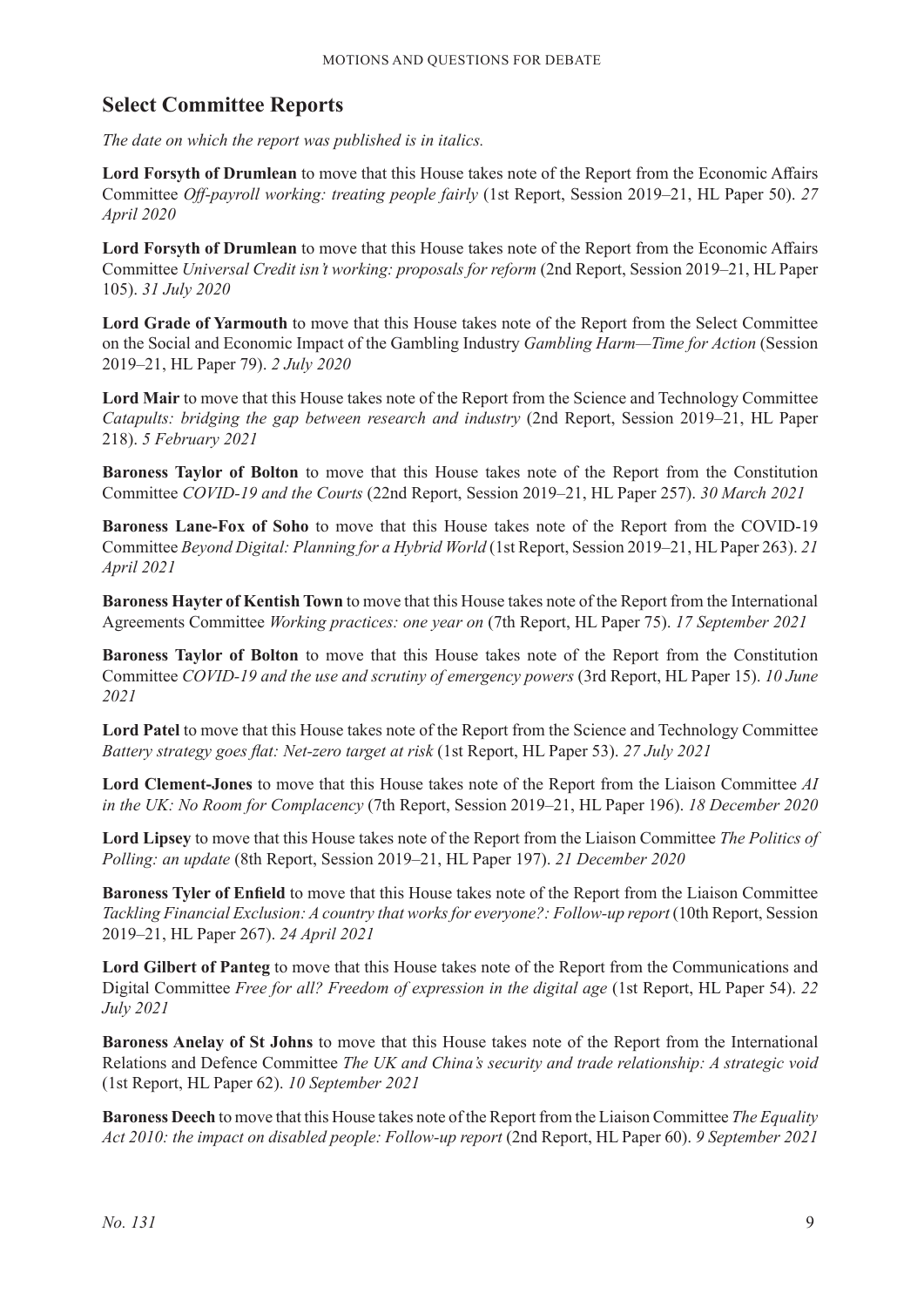## Select Committee Reports

*The date on which the report was published is in italics.*

**Lord Forsyth of Drumlean** to move that this House takes note of the Report from the Economic Affairs Committee *Off-payroll working: treating people fairly* (1st Report, Session 2019–21, HL Paper 50). *27 April 2020*

**Lord Forsyth of Drumlean** to move that this House takes note of the Report from the Economic Affairs Committee *Universal Credit isn't working: proposals for reform* (2nd Report, Session 2019–21, HL Paper 105). *31 July 2020*

**Lord Grade of Yarmouth** to move that this House takes note of the Report from the Select Committee on the Social and Economic Impact of the Gambling Industry *Gambling Harm—Time for Action* (Session 2019–21, HL Paper 79). *2 July 2020*

**Lord Mair** to move that this House takes note of the Report from the Science and Technology Committee *Catapults: bridging the gap between research and industry* (2nd Report, Session 2019–21, HL Paper 218). *5 February 2021*

**Baroness Taylor of Bolton** to move that this House takes note of the Report from the Constitution Committee *COVID-19 and the Courts* (22nd Report, Session 2019–21, HL Paper 257). *30 March 2021*

**Baroness Lane-Fox of Soho** to move that this House takes note of the Report from the COVID-19 Committee *Beyond Digital: Planning for a Hybrid World* (1st Report, Session 2019–21, HL Paper 263). *21 April 2021*

**Baroness Hayter of Kentish Town** to move that this House takes note of the Report from the International Agreements Committee *Working practices: one year on* (7th Report, HL Paper 75). *17 September 2021*

**Baroness Taylor of Bolton** to move that this House takes note of the Report from the Constitution Committee *COVID-19 and the use and scrutiny of emergency powers* (3rd Report, HL Paper 15). *10 June 2021*

**Lord Patel** to move that this House takes note of the Report from the Science and Technology Committee *Battery strategy goes flat: Net-zero target at risk* (1st Report, HL Paper 53). *27 July 2021*

**Lord Clement-Jones** to move that this House takes note of the Report from the Liaison Committee *AI in the UK: No Room for Complacency* (7th Report, Session 2019–21, HL Paper 196). *18 December 2020*

**Lord Lipsey** to move that this House takes note of the Report from the Liaison Committee *The Politics of Polling: an update* (8th Report, Session 2019–21, HL Paper 197). *21 December 2020*

**Baroness Tyler of Enfield** to move that this House takes note of the Report from the Liaison Committee *Tackling Financial Exclusion: A country that works for everyone?: Follow-up report* (10th Report, Session 2019–21, HL Paper 267). *24 April 2021*

**Lord Gilbert of Panteg** to move that this House takes note of the Report from the Communications and Digital Committee *Free for all? Freedom of expression in the digital age* (1st Report, HL Paper 54). *22 July 2021*

**Baroness Anelay of St Johns** to move that this House takes note of the Report from the International Relations and Defence Committee *The UK and China's security and trade relationship: A strategic void* (1st Report, HL Paper 62). *10 September 2021*

**Baroness Deech** to move that this House takes note of the Report from the Liaison Committee *The Equality Act 2010: the impact on disabled people: Follow-up report* (2nd Report, HL Paper 60). *9 September 2021*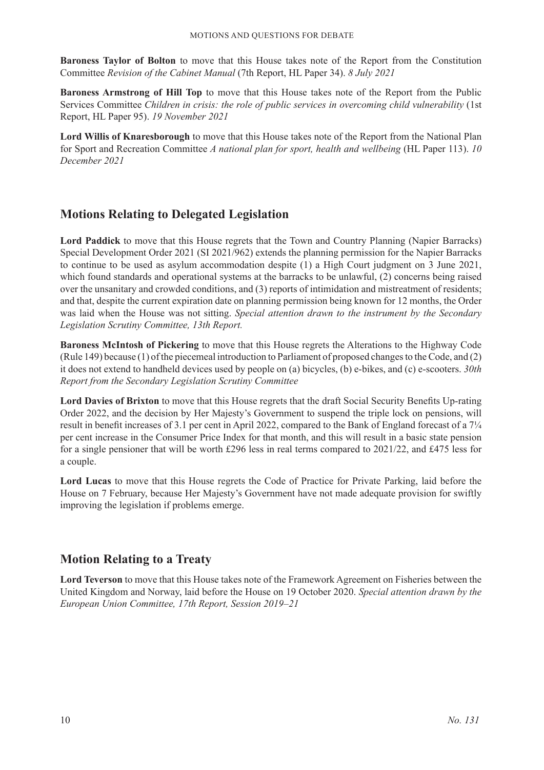**Baroness Taylor of Bolton** to move that this House takes note of the Report from the Constitution Committee *Revision of the Cabinet Manual* (7th Report, HL Paper 34). *8 July 2021*

**Baroness Armstrong of Hill Top** to move that this House takes note of the Report from the Public Services Committee *Children in crisis: the role of public services in overcoming child vulnerability* (1st Report, HL Paper 95). *19 November 2021*

**Lord Willis of Knaresborough** to move that this House takes note of the Report from the National Plan for Sport and Recreation Committee *A national plan for sport, health and wellbeing* (HL Paper 113). *10 December 2021*

## Motions Relating to Delegated Legislation

**Lord Paddick** to move that this House regrets that the Town and Country Planning (Napier Barracks) Special Development Order 2021 (SI 2021/962) extends the planning permission for the Napier Barracks to continue to be used as asylum accommodation despite (1) a High Court judgment on 3 June 2021, which found standards and operational systems at the barracks to be unlawful, (2) concerns being raised over the unsanitary and crowded conditions, and (3) reports of intimidation and mistreatment of residents; and that, despite the current expiration date on planning permission being known for 12 months, the Order was laid when the House was not sitting. *Special attention drawn to the instrument by the Secondary Legislation Scrutiny Committee, 13th Report.*

**Baroness McIntosh of Pickering** to move that this House regrets the Alterations to the Highway Code (Rule 149) because (1) of the piecemeal introduction to Parliament of proposed changes to the Code, and (2) it does not extend to handheld devices used by people on (a) bicycles, (b) e-bikes, and (c) e-scooters. *30th Report from the Secondary Legislation Scrutiny Committee*

**Lord Davies of Brixton** to move that this House regrets that the draft Social Security Benefits Up-rating Order 2022, and the decision by Her Majesty's Government to suspend the triple lock on pensions, will result in benefit increases of 3.1 per cent in April 2022, compared to the Bank of England forecast of a 7¼ per cent increase in the Consumer Price Index for that month, and this will result in a basic state pension for a single pensioner that will be worth £296 less in real terms compared to 2021/22, and £475 less for a couple.

**Lord Lucas** to move that this House regrets the Code of Practice for Private Parking, laid before the House on 7 February, because Her Majesty's Government have not made adequate provision for swiftly improving the legislation if problems emerge.

## Motion Relating to a Treaty

**Lord Teverson** to move that this House takes note of the Framework Agreement on Fisheries between the United Kingdom and Norway, laid before the House on 19 October 2020. *Special attention drawn by the European Union Committee, 17th Report, Session 2019–21*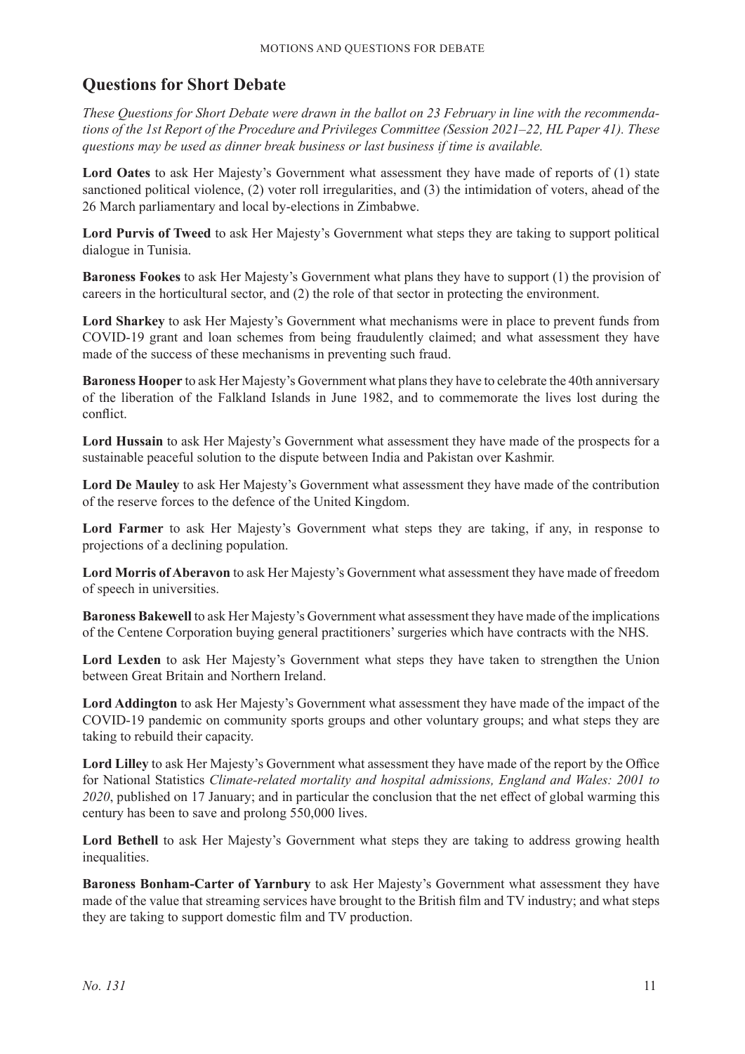## Questions for Short Debate

*These Questions for Short Debate were drawn in the ballot on 23 February in line with the recommendations of the 1st Report of the Procedure and Privileges Committee (Session 2021–22, HL Paper 41). These questions may be used as dinner break business or last business if time is available.*

**Lord Oates** to ask Her Majesty's Government what assessment they have made of reports of (1) state sanctioned political violence, (2) voter roll irregularities, and (3) the intimidation of voters, ahead of the 26 March parliamentary and local by-elections in Zimbabwe.

**Lord Purvis of Tweed** to ask Her Majesty's Government what steps they are taking to support political dialogue in Tunisia.

**Baroness Fookes** to ask Her Majesty's Government what plans they have to support (1) the provision of careers in the horticultural sector, and (2) the role of that sector in protecting the environment.

**Lord Sharkey** to ask Her Majesty's Government what mechanisms were in place to prevent funds from COVID-19 grant and loan schemes from being fraudulently claimed; and what assessment they have made of the success of these mechanisms in preventing such fraud.

**Baroness Hooper** to ask Her Majesty's Government what plans they have to celebrate the 40th anniversary of the liberation of the Falkland Islands in June 1982, and to commemorate the lives lost during the conflict.

**Lord Hussain** to ask Her Majesty's Government what assessment they have made of the prospects for a sustainable peaceful solution to the dispute between India and Pakistan over Kashmir.

**Lord De Mauley** to ask Her Majesty's Government what assessment they have made of the contribution of the reserve forces to the defence of the United Kingdom.

**Lord Farmer** to ask Her Majesty's Government what steps they are taking, if any, in response to projections of a declining population.

**Lord Morris of Aberavon** to ask Her Majesty's Government what assessment they have made of freedom of speech in universities.

**Baroness Bakewell** to ask Her Majesty's Government what assessment they have made of the implications of the Centene Corporation buying general practitioners' surgeries which have contracts with the NHS.

**Lord Lexden** to ask Her Majesty's Government what steps they have taken to strengthen the Union between Great Britain and Northern Ireland.

**Lord Addington** to ask Her Majesty's Government what assessment they have made of the impact of the COVID-19 pandemic on community sports groups and other voluntary groups; and what steps they are taking to rebuild their capacity.

**Lord Lilley** to ask Her Majesty's Government what assessment they have made of the report by the Office for National Statistics *Climate-related mortality and hospital admissions, England and Wales: 2001 to 2020*, published on 17 January; and in particular the conclusion that the net effect of global warming this century has been to save and prolong 550,000 lives.

**Lord Bethell** to ask Her Majesty's Government what steps they are taking to address growing health inequalities.

**Baroness Bonham-Carter of Yarnbury** to ask Her Majesty's Government what assessment they have made of the value that streaming services have brought to the British film and TV industry; and what steps they are taking to support domestic film and TV production.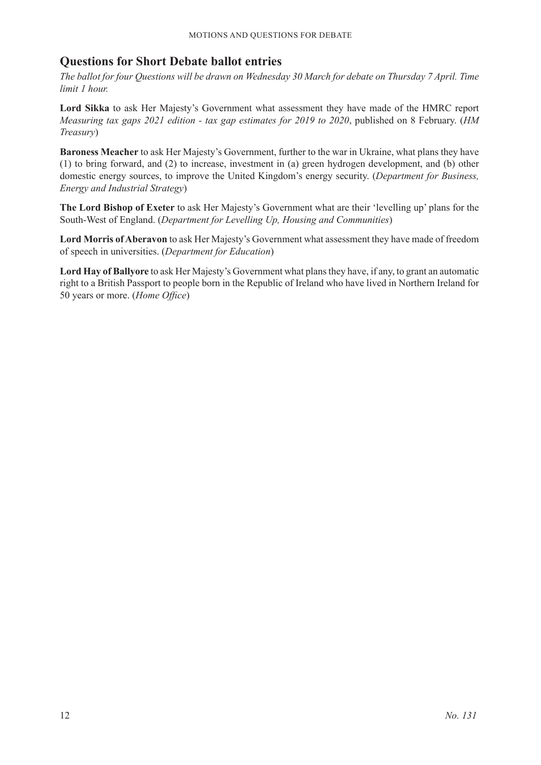## Questions for Short Debate ballot entries

*The ballot for four Questions will be drawn on Wednesday 30 March for debate on Thursday 7 April. Time limit 1 hour.*

**Lord Sikka** to ask Her Majesty's Government what assessment they have made of the HMRC report *Measuring tax gaps 2021 edition - tax gap estimates for 2019 to 2020*, published on 8 February. (*HM Treasury*)

**Baroness Meacher** to ask Her Majesty's Government, further to the war in Ukraine, what plans they have (1) to bring forward, and (2) to increase, investment in (a) green hydrogen development, and (b) other domestic energy sources, to improve the United Kingdom's energy security. (*Department for Business, Energy and Industrial Strategy*)

**The Lord Bishop of Exeter** to ask Her Majesty's Government what are their 'levelling up' plans for the South-West of England. (*Department for Levelling Up, Housing and Communities*)

**Lord Morris of Aberavon** to ask Her Majesty's Government what assessment they have made of freedom of speech in universities. (*Department for Education*)

**Lord Hay of Ballyore** to ask Her Majesty's Government what plans they have, if any, to grant an automatic right to a British Passport to people born in the Republic of Ireland who have lived in Northern Ireland for 50 years or more. (*Home Office*)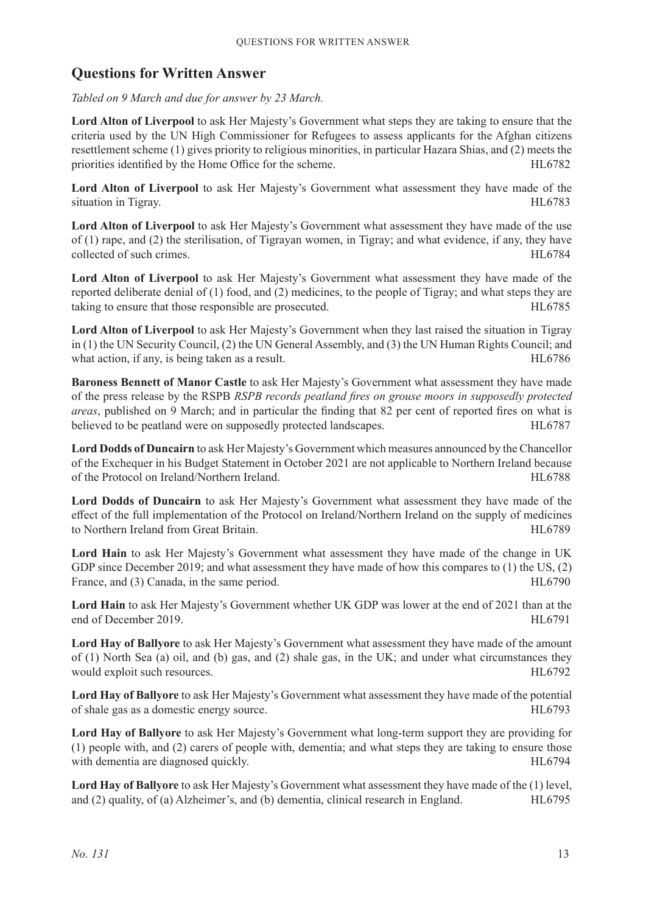## Questions for Written Answer

*Tabled on 9 March and due for answer by 23 March.*

**Lord Alton of Liverpool** to ask Her Majesty's Government what steps they are taking to ensure that the criteria used by the UN High Commissioner for Refugees to assess applicants for the Afghan citizens resettlement scheme (1) gives priority to religious minorities, in particular Hazara Shias, and (2) meets the priorities identified by the Home Office for the scheme. HL6782

**Lord Alton of Liverpool** to ask Her Majesty's Government what assessment they have made of the situation in Tigray. HL6783

**Lord Alton of Liverpool** to ask Her Majesty's Government what assessment they have made of the use of (1) rape, and (2) the sterilisation, of Tigrayan women, in Tigray; and what evidence, if any, they have collected of such crimes. HL6784

**Lord Alton of Liverpool** to ask Her Majesty's Government what assessment they have made of the reported deliberate denial of (1) food, and (2) medicines, to the people of Tigray; and what steps they are taking to ensure that those responsible are prosecuted. HL6785

**Lord Alton of Liverpool** to ask Her Majesty's Government when they last raised the situation in Tigray in (1) the UN Security Council, (2) the UN General Assembly, and (3) the UN Human Rights Council; and what action, if any, is being taken as a result. HL6786

**Baroness Bennett of Manor Castle** to ask Her Majesty's Government what assessment they have made of the press release by the RSPB *RSPB records peatland fires on grouse moors in supposedly protected areas*, published on 9 March; and in particular the finding that 82 per cent of reported fires on what is believed to be peatland were on supposedly protected landscapes. HL6787

**Lord Dodds of Duncairn** to ask Her Majesty's Government which measures announced by the Chancellor of the Exchequer in his Budget Statement in October 2021 are not applicable to Northern Ireland because of the Protocol on Ireland/Northern Ireland. HL6788

**Lord Dodds of Duncairn** to ask Her Majesty's Government what assessment they have made of the effect of the full implementation of the Protocol on Ireland/Northern Ireland on the supply of medicines to Northern Ireland from Great Britain. HL6789

**Lord Hain** to ask Her Majesty's Government what assessment they have made of the change in UK GDP since December 2019; and what assessment they have made of how this compares to (1) the US, (2) France, and (3) Canada, in the same period. HL6790

**Lord Hain** to ask Her Majesty's Government whether UK GDP was lower at the end of 2021 than at the end of December 2019. HL6791

**Lord Hay of Ballyore** to ask Her Majesty's Government what assessment they have made of the amount of (1) North Sea (a) oil, and (b) gas, and (2) shale gas, in the UK; and under what circumstances they would exploit such resources. HL6792

**Lord Hay of Ballyore** to ask Her Majesty's Government what assessment they have made of the potential of shale gas as a domestic energy source. HL6793

**Lord Hay of Ballyore** to ask Her Majesty's Government what long-term support they are providing for (1) people with, and (2) carers of people with, dementia; and what steps they are taking to ensure those with dementia are diagnosed quickly. HL6794

**Lord Hay of Ballyore** to ask Her Majesty's Government what assessment they have made of the (1) level, and (2) quality, of (a) Alzheimer's, and (b) dementia, clinical research in England. HL6795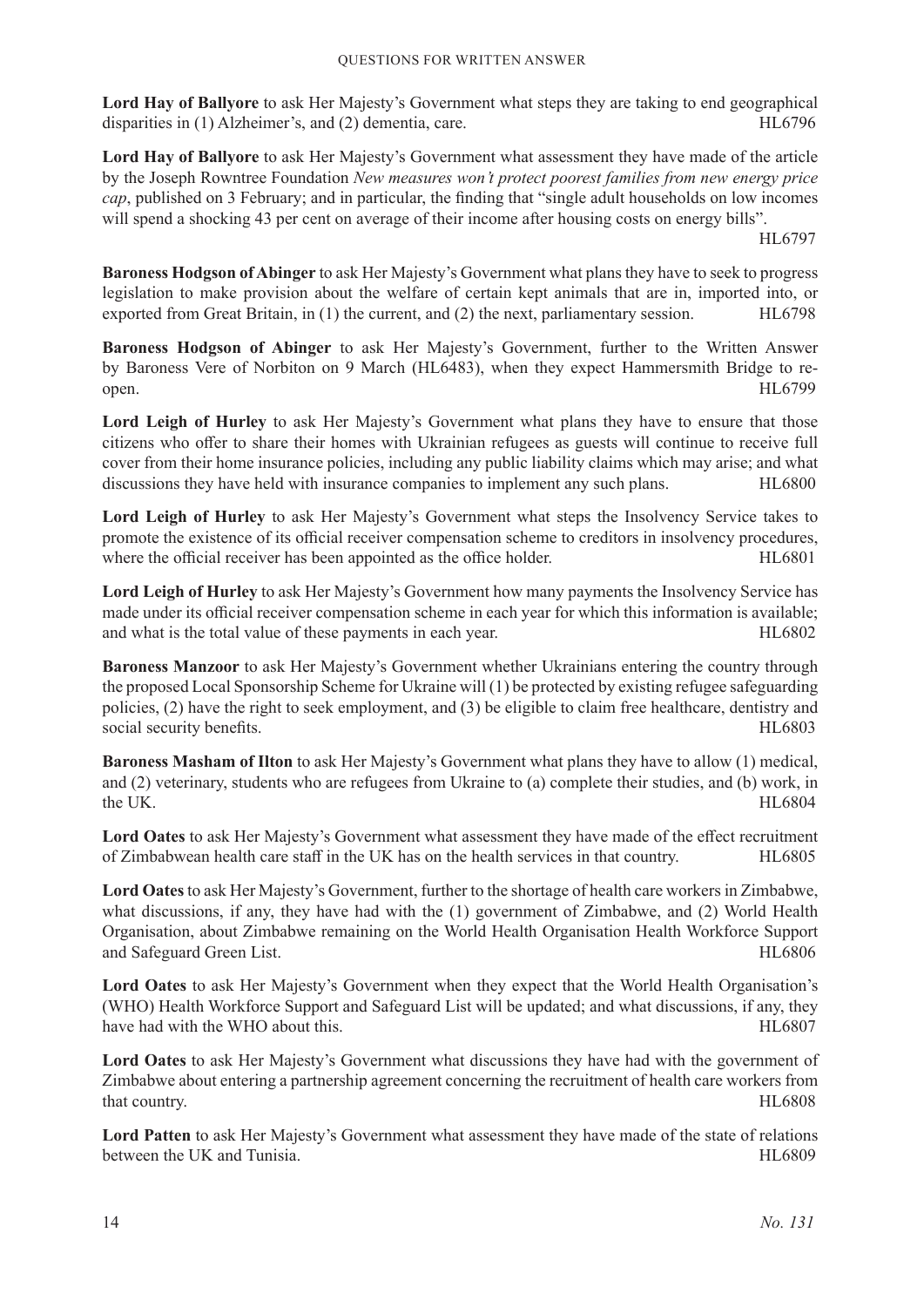**Lord Hay of Ballyore** to ask Her Majesty's Government what steps they are taking to end geographical disparities in (1) Alzheimer's, and (2) dementia, care. HL6796

**Lord Hay of Ballyore** to ask Her Majesty's Government what assessment they have made of the article by the Joseph Rowntree Foundation *New measures won't protect poorest families from new energy price cap*, published on 3 February; and in particular, the finding that "single adult households on low incomes will spend a shocking 43 per cent on average of their income after housing costs on energy bills". HL6797

**Baroness Hodgson of Abinger** to ask Her Majesty's Government what plans they have to seek to progress legislation to make provision about the welfare of certain kept animals that are in, imported into, or exported from Great Britain, in (1) the current, and (2) the next, parliamentary session. HL6798

**Baroness Hodgson of Abinger** to ask Her Majesty's Government, further to the Written Answer by Baroness Vere of Norbiton on 9 March (HL6483), when they expect Hammersmith Bridge to re-open. HL6799

**Lord Leigh of Hurley** to ask Her Majesty's Government what plans they have to ensure that those citizens who offer to share their homes with Ukrainian refugees as guests will continue to receive full cover from their home insurance policies, including any public liability claims which may arise; and what discussions they have held with insurance companies to implement any such plans. HL6800

**Lord Leigh of Hurley** to ask Her Majesty's Government what steps the Insolvency Service takes to promote the existence of its official receiver compensation scheme to creditors in insolvency procedures, where the official receiver has been appointed as the office holder. HL6801

**Lord Leigh of Hurley** to ask Her Majesty's Government how many payments the Insolvency Service has made under its official receiver compensation scheme in each year for which this information is available; and what is the total value of these payments in each year. HL6802

**Baroness Manzoor** to ask Her Majesty's Government whether Ukrainians entering the country through the proposed Local Sponsorship Scheme for Ukraine will (1) be protected by existing refugee safeguarding policies, (2) have the right to seek employment, and (3) be eligible to claim free healthcare, dentistry and social security benefits. HL6803

**Baroness Masham of Ilton** to ask Her Majesty's Government what plans they have to allow (1) medical, and (2) veterinary, students who are refugees from Ukraine to (a) complete their studies, and (b) work, in the UK. HL6804

**Lord Oates** to ask Her Majesty's Government what assessment they have made of the effect recruitment of Zimbabwean health care staff in the UK has on the health services in that country. HL6805

**Lord Oates** to ask Her Majesty's Government, further to the shortage of health care workers in Zimbabwe, what discussions, if any, they have had with the (1) government of Zimbabwe, and (2) World Health Organisation, about Zimbabwe remaining on the World Health Organisation Health Workforce Support and Safeguard Green List. HL6806

**Lord Oates** to ask Her Majesty's Government when they expect that the World Health Organisation's (WHO) Health Workforce Support and Safeguard List will be updated; and what discussions, if any, they have had with the WHO about this. HL6807

**Lord Oates** to ask Her Majesty's Government what discussions they have had with the government of Zimbabwe about entering a partnership agreement concerning the recruitment of health care workers from that country. HL6808

**Lord Patten** to ask Her Majesty's Government what assessment they have made of the state of relations between the UK and Tunisia. HL6809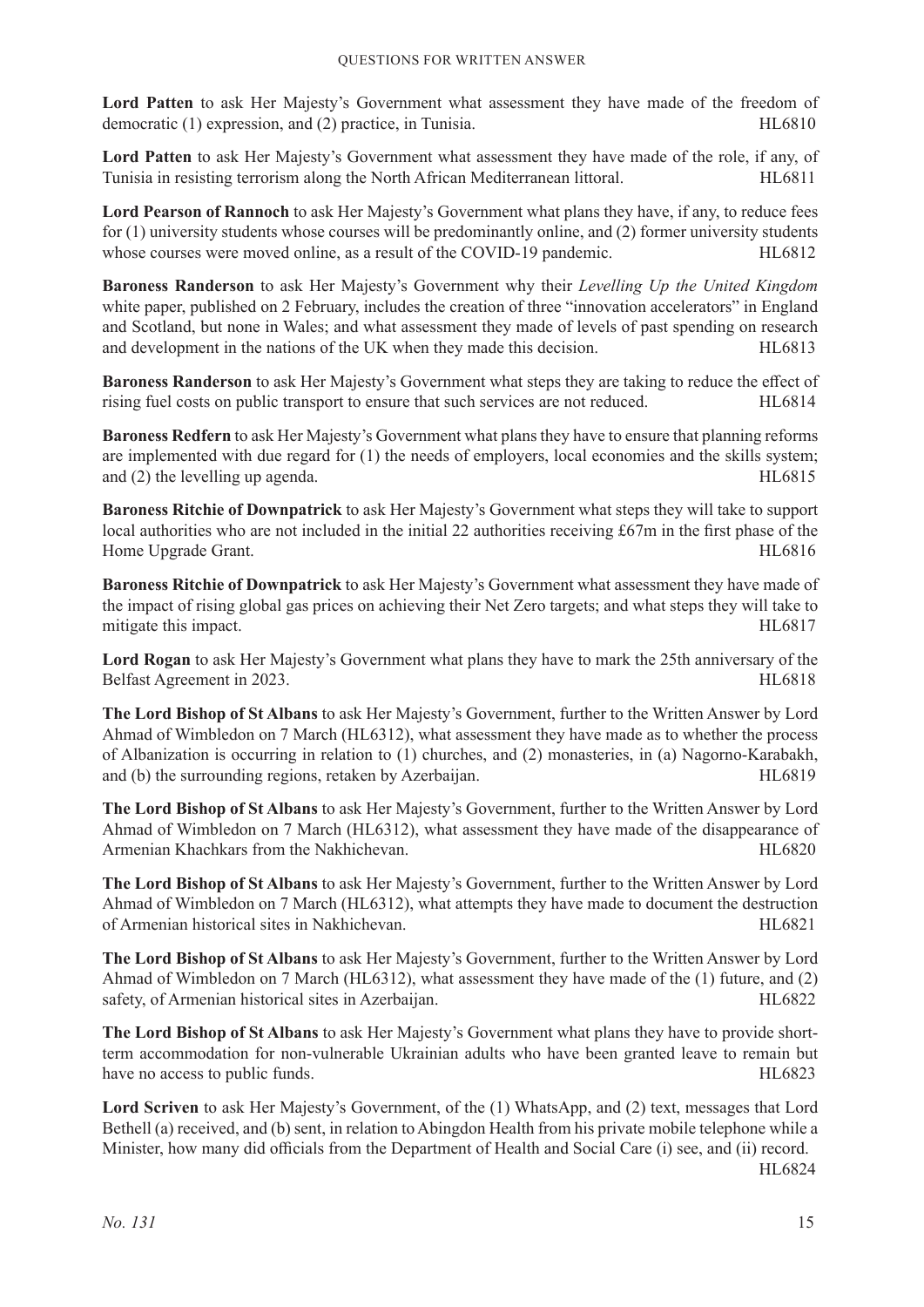**Lord Patten** to ask Her Majesty's Government what assessment they have made of the freedom of democratic (1) expression, and (2) practice, in Tunisia. HL6810

**Lord Patten** to ask Her Majesty's Government what assessment they have made of the role, if any, of Tunisia in resisting terrorism along the North African Mediterranean littoral. HL6811

**Lord Pearson of Rannoch** to ask Her Majesty's Government what plans they have, if any, to reduce fees for (1) university students whose courses will be predominantly online, and (2) former university students whose courses were moved online, as a result of the COVID-19 pandemic. HL6812

**Baroness Randerson** to ask Her Majesty's Government why their *Levelling Up the United Kingdom* white paper, published on 2 February, includes the creation of three "innovation accelerators" in England and Scotland, but none in Wales; and what assessment they made of levels of past spending on research and development in the nations of the UK when they made this decision. HL6813

**Baroness Randerson** to ask Her Majesty's Government what steps they are taking to reduce the effect of rising fuel costs on public transport to ensure that such services are not reduced. HL6814

**Baroness Redfern** to ask Her Majesty's Government what plans they have to ensure that planning reforms are implemented with due regard for (1) the needs of employers, local economies and the skills system; and (2) the levelling up agenda. HL6815

**Baroness Ritchie of Downpatrick** to ask Her Majesty's Government what steps they will take to support local authorities who are not included in the initial 22 authorities receiving £67m in the first phase of the Home Upgrade Grant. HL6816

**Baroness Ritchie of Downpatrick** to ask Her Majesty's Government what assessment they have made of the impact of rising global gas prices on achieving their Net Zero targets; and what steps they will take to mitigate this impact. HL6817

**Lord Rogan** to ask Her Majesty's Government what plans they have to mark the 25th anniversary of the Belfast Agreement in 2023. HL6818

**The Lord Bishop of St Albans** to ask Her Majesty's Government, further to the Written Answer by Lord Ahmad of Wimbledon on 7 March (HL6312), what assessment they have made as to whether the process of Albanization is occurring in relation to (1) churches, and (2) monasteries, in (a) Nagorno-Karabakh, and (b) the surrounding regions, retaken by Azerbaijan. HL6819

**The Lord Bishop of St Albans** to ask Her Majesty's Government, further to the Written Answer by Lord Ahmad of Wimbledon on 7 March (HL6312), what assessment they have made of the disappearance of Armenian Khachkars from the Nakhichevan. HL6820

**The Lord Bishop of St Albans** to ask Her Majesty's Government, further to the Written Answer by Lord Ahmad of Wimbledon on 7 March (HL6312), what attempts they have made to document the destruction of Armenian historical sites in Nakhichevan. HL6821

**The Lord Bishop of St Albans** to ask Her Majesty's Government, further to the Written Answer by Lord Ahmad of Wimbledon on 7 March (HL6312), what assessment they have made of the (1) future, and (2) safety, of Armenian historical sites in Azerbaijan. HL6822

**The Lord Bishop of St Albans** to ask Her Majesty's Government what plans they have to provide short-term accommodation for non-vulnerable Ukrainian adults who have been granted leave to remain but have no access to public funds. HL6823

**Lord Scriven** to ask Her Majesty's Government, of the (1) WhatsApp, and (2) text, messages that Lord Bethell (a) received, and (b) sent, in relation to Abingdon Health from his private mobile telephone while a Minister, how many did officials from the Department of Health and Social Care (i) see, and (ii) record. HL6824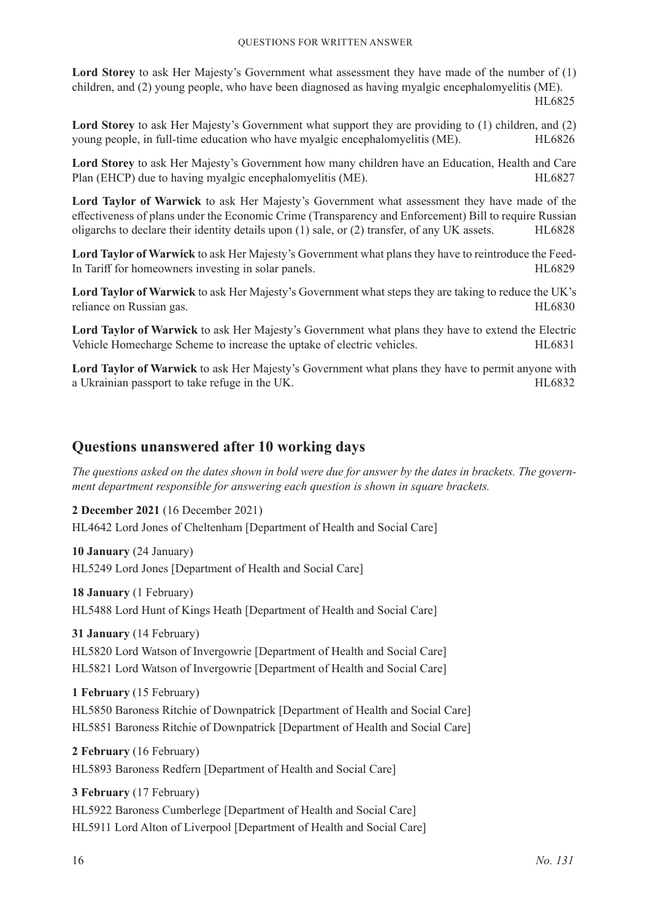**Lord Storey** to ask Her Majesty's Government what assessment they have made of the number of (1) children, and (2) young people, who have been diagnosed as having myalgic encephalomyelitis (ME). HL6825

**Lord Storey** to ask Her Majesty's Government what support they are providing to (1) children, and (2) young people, in full-time education who have myalgic encephalomyelitis (ME). HL6826

**Lord Storey** to ask Her Majesty's Government how many children have an Education, Health and Care Plan (EHCP) due to having myalgic encephalomyelitis (ME). HL6827

**Lord Taylor of Warwick** to ask Her Majesty's Government what assessment they have made of the effectiveness of plans under the Economic Crime (Transparency and Enforcement) Bill to require Russian oligarchs to declare their identity details upon (1) sale, or (2) transfer, of any UK assets. HL6828

**Lord Taylor of Warwick** to ask Her Majesty's Government what plans they have to reintroduce the Feed-In Tariff for homeowners investing in solar panels. HL6829

**Lord Taylor of Warwick** to ask Her Majesty's Government what steps they are taking to reduce the UK's reliance on Russian gas. HL6830

**Lord Taylor of Warwick** to ask Her Majesty's Government what plans they have to extend the Electric Vehicle Homecharge Scheme to increase the uptake of electric vehicles. HL6831

**Lord Taylor of Warwick** to ask Her Majesty's Government what plans they have to permit anyone with a Ukrainian passport to take refuge in the UK. HL6832

## Questions unanswered after 10 working days

*The questions asked on the dates shown in bold were due for answer by the dates in brackets. The government department responsible for answering each question is shown in square brackets.*

**2 December 2021** (16 December 2021)
HL4642 Lord Jones of Cheltenham [Department of Health and Social Care]

**10 January** (24 January)
HL5249 Lord Jones [Department of Health and Social Care]

**18 January** (1 February)
HL5488 Lord Hunt of Kings Heath [Department of Health and Social Care]

**31 January** (14 February)
HL5820 Lord Watson of Invergowrie [Department of Health and Social Care]
HL5821 Lord Watson of Invergowrie [Department of Health and Social Care]

**1 February** (15 February)
HL5850 Baroness Ritchie of Downpatrick [Department of Health and Social Care]
HL5851 Baroness Ritchie of Downpatrick [Department of Health and Social Care]

**2 February** (16 February)
HL5893 Baroness Redfern [Department of Health and Social Care]

**3 February** (17 February)
HL5922 Baroness Cumberlege [Department of Health and Social Care]
HL5911 Lord Alton of Liverpool [Department of Health and Social Care]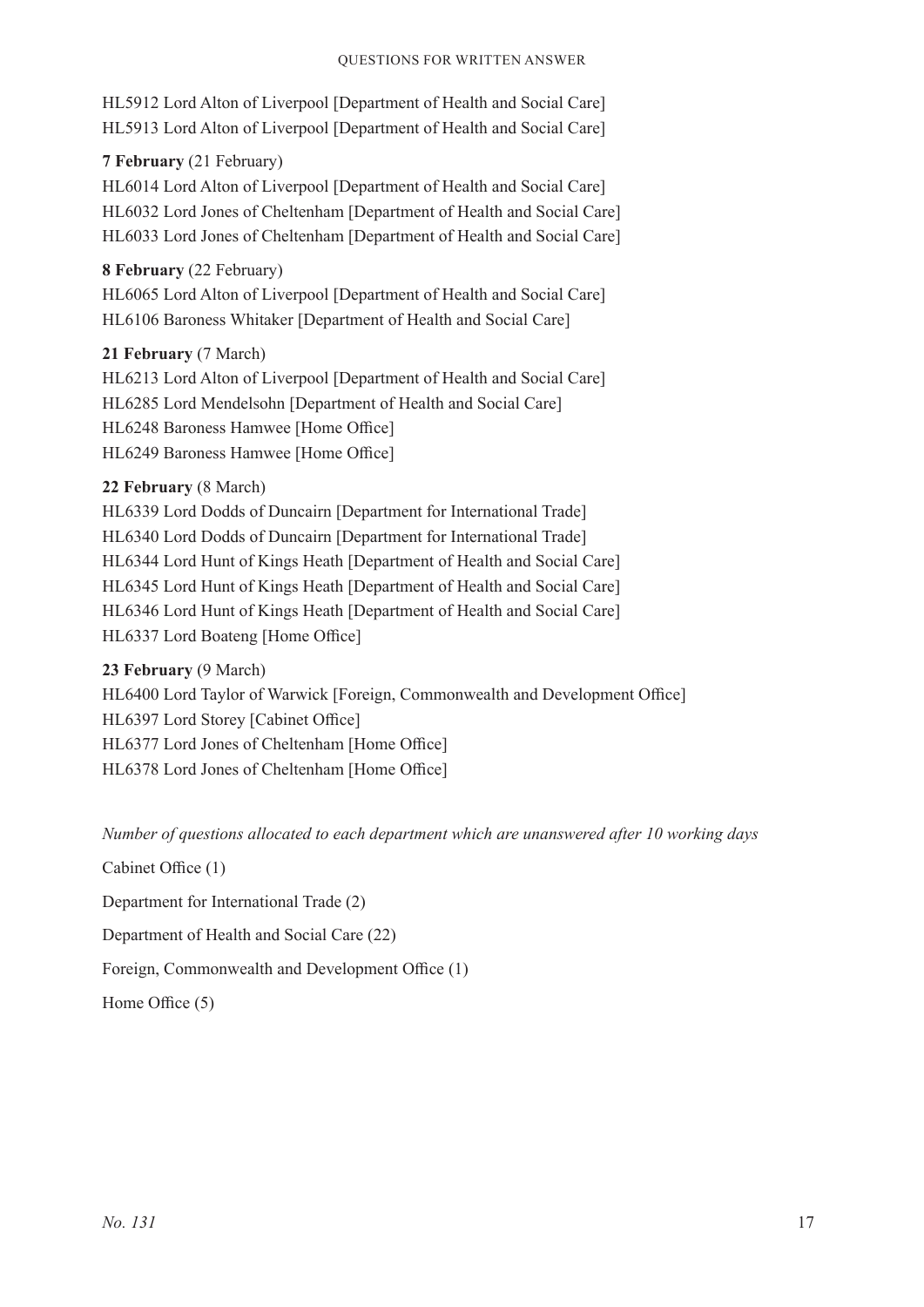HL5912 Lord Alton of Liverpool [Department of Health and Social Care]
HL5913 Lord Alton of Liverpool [Department of Health and Social Care]

**7 February** (21 February)
HL6014 Lord Alton of Liverpool [Department of Health and Social Care]
HL6032 Lord Jones of Cheltenham [Department of Health and Social Care]
HL6033 Lord Jones of Cheltenham [Department of Health and Social Care]

**8 February** (22 February)
HL6065 Lord Alton of Liverpool [Department of Health and Social Care]
HL6106 Baroness Whitaker [Department of Health and Social Care]

**21 February** (7 March)
HL6213 Lord Alton of Liverpool [Department of Health and Social Care]
HL6285 Lord Mendelsohn [Department of Health and Social Care]
HL6248 Baroness Hamwee [Home Office]
HL6249 Baroness Hamwee [Home Office]

**22 February** (8 March)
HL6339 Lord Dodds of Duncairn [Department for International Trade]
HL6340 Lord Dodds of Duncairn [Department for International Trade]
HL6344 Lord Hunt of Kings Heath [Department of Health and Social Care]
HL6345 Lord Hunt of Kings Heath [Department of Health and Social Care]
HL6346 Lord Hunt of Kings Heath [Department of Health and Social Care]
HL6337 Lord Boateng [Home Office]

**23 February** (9 March)
HL6400 Lord Taylor of Warwick [Foreign, Commonwealth and Development Office]
HL6397 Lord Storey [Cabinet Office]
HL6377 Lord Jones of Cheltenham [Home Office]
HL6378 Lord Jones of Cheltenham [Home Office]

*Number of questions allocated to each department which are unanswered after 10 working days*

Cabinet Office (1)

Department for International Trade (2)

Department of Health and Social Care (22)

Foreign, Commonwealth and Development Office (1)

Home Office (5)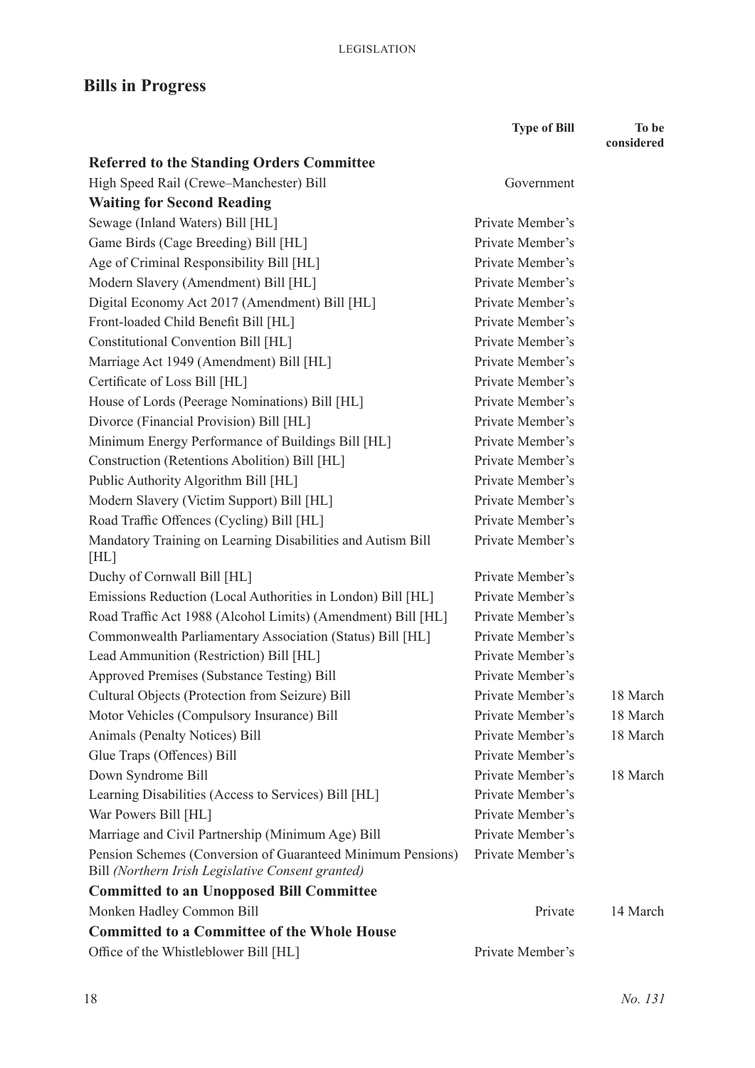## Bills in Progress

| | Type of Bill | To be considered |
|---|---|---|
| **Referred to the Standing Orders Committee** | | |
| High Speed Rail (Crewe–Manchester) Bill | Government | |
| **Waiting for Second Reading** | | |
| Sewage (Inland Waters) Bill [HL] | Private Member's | |
| Game Birds (Cage Breeding) Bill [HL] | Private Member's | |
| Age of Criminal Responsibility Bill [HL] | Private Member's | |
| Modern Slavery (Amendment) Bill [HL] | Private Member's | |
| Digital Economy Act 2017 (Amendment) Bill [HL] | Private Member's | |
| Front-loaded Child Benefit Bill [HL] | Private Member's | |
| Constitutional Convention Bill [HL] | Private Member's | |
| Marriage Act 1949 (Amendment) Bill [HL] | Private Member's | |
| Certificate of Loss Bill [HL] | Private Member's | |
| House of Lords (Peerage Nominations) Bill [HL] | Private Member's | |
| Divorce (Financial Provision) Bill [HL] | Private Member's | |
| Minimum Energy Performance of Buildings Bill [HL] | Private Member's | |
| Construction (Retentions Abolition) Bill [HL] | Private Member's | |
| Public Authority Algorithm Bill [HL] | Private Member's | |
| Modern Slavery (Victim Support) Bill [HL] | Private Member's | |
| Road Traffic Offences (Cycling) Bill [HL] | Private Member's | |
| Mandatory Training on Learning Disabilities and Autism Bill [HL] | Private Member's | |
| Duchy of Cornwall Bill [HL] | Private Member's | |
| Emissions Reduction (Local Authorities in London) Bill [HL] | Private Member's | |
| Road Traffic Act 1988 (Alcohol Limits) (Amendment) Bill [HL] | Private Member's | |
| Commonwealth Parliamentary Association (Status) Bill [HL] | Private Member's | |
| Lead Ammunition (Restriction) Bill [HL] | Private Member's | |
| Approved Premises (Substance Testing) Bill | Private Member's | |
| Cultural Objects (Protection from Seizure) Bill | Private Member's | 18 March |
| Motor Vehicles (Compulsory Insurance) Bill | Private Member's | 18 March |
| Animals (Penalty Notices) Bill | Private Member's | 18 March |
| Glue Traps (Offences) Bill | Private Member's | |
| Down Syndrome Bill | Private Member's | 18 March |
| Learning Disabilities (Access to Services) Bill [HL] | Private Member's | |
| War Powers Bill [HL] | Private Member's | |
| Marriage and Civil Partnership (Minimum Age) Bill | Private Member's | |
| Pension Schemes (Conversion of Guaranteed Minimum Pensions) Bill *(Northern Irish Legislative Consent granted)* | Private Member's | |
| **Committed to an Unopposed Bill Committee** | | |
| Monken Hadley Common Bill | Private | 14 March |
| **Committed to a Committee of the Whole House** | | |
| Office of the Whistleblower Bill [HL] | Private Member's | |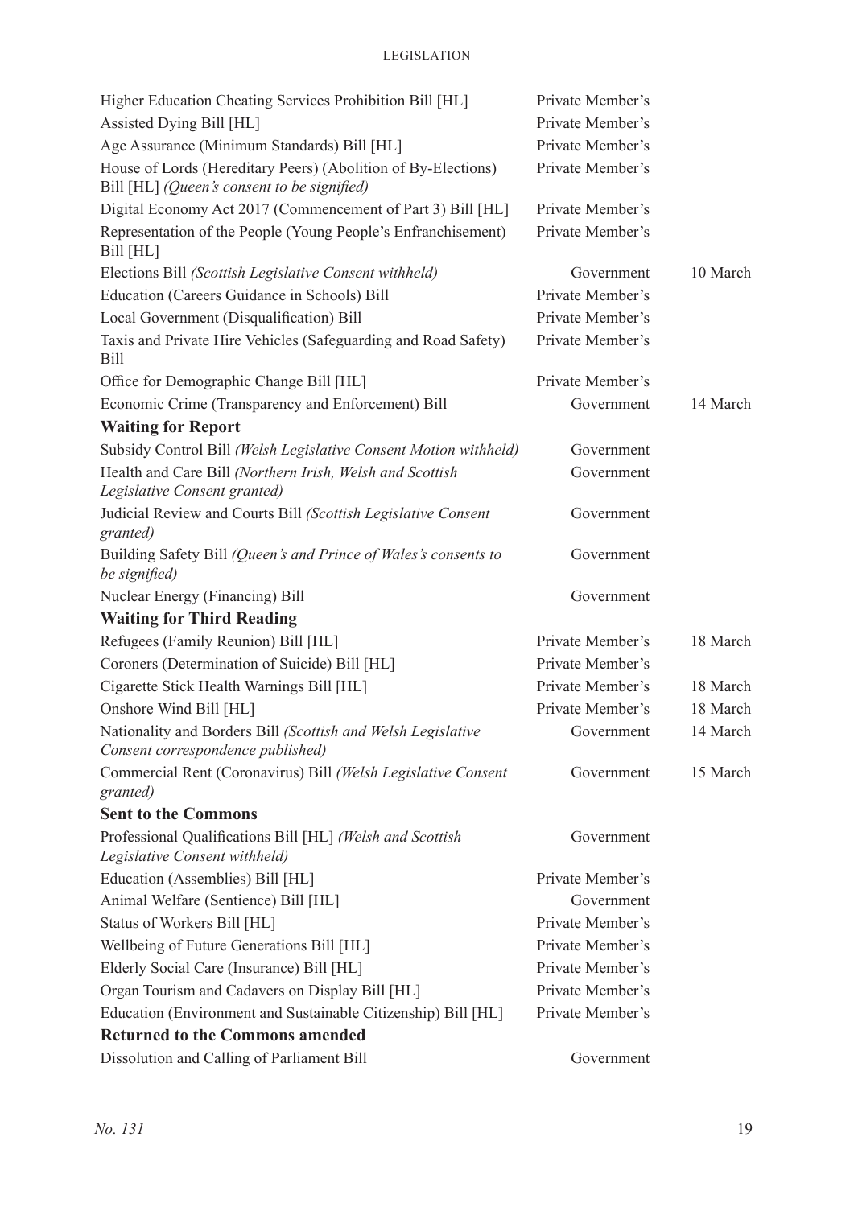| | | |
|---|---|---|
| Higher Education Cheating Services Prohibition Bill [HL] | Private Member's | |
| Assisted Dying Bill [HL] | Private Member's | |
| Age Assurance (Minimum Standards) Bill [HL] | Private Member's | |
| House of Lords (Hereditary Peers) (Abolition of By-Elections) Bill [HL] *(Queen's consent to be signified)* | Private Member's | |
| Digital Economy Act 2017 (Commencement of Part 3) Bill [HL] | Private Member's | |
| Representation of the People (Young People's Enfranchisement) Bill [HL] | Private Member's | |
| Elections Bill *(Scottish Legislative Consent withheld)* | Government | 10 March |
| Education (Careers Guidance in Schools) Bill | Private Member's | |
| Local Government (Disqualification) Bill | Private Member's | |
| Taxis and Private Hire Vehicles (Safeguarding and Road Safety) Bill | Private Member's | |
| Office for Demographic Change Bill [HL] | Private Member's | |
| Economic Crime (Transparency and Enforcement) Bill | Government | 14 March |
| **Waiting for Report** | | |
| Subsidy Control Bill *(Welsh Legislative Consent Motion withheld)* | Government | |
| Health and Care Bill *(Northern Irish, Welsh and Scottish Legislative Consent granted)* | Government | |
| Judicial Review and Courts Bill *(Scottish Legislative Consent granted)* | Government | |
| Building Safety Bill *(Queen's and Prince of Wales's consents to be signified)* | Government | |
| Nuclear Energy (Financing) Bill | Government | |
| **Waiting for Third Reading** | | |
| Refugees (Family Reunion) Bill [HL] | Private Member's | 18 March |
| Coroners (Determination of Suicide) Bill [HL] | Private Member's | |
| Cigarette Stick Health Warnings Bill [HL] | Private Member's | 18 March |
| Onshore Wind Bill [HL] | Private Member's | 18 March |
| Nationality and Borders Bill *(Scottish and Welsh Legislative Consent correspondence published)* | Government | 14 March |
| Commercial Rent (Coronavirus) Bill *(Welsh Legislative Consent granted)* | Government | 15 March |
| **Sent to the Commons** | | |
| Professional Qualifications Bill [HL] *(Welsh and Scottish Legislative Consent withheld)* | Government | |
| Education (Assemblies) Bill [HL] | Private Member's | |
| Animal Welfare (Sentience) Bill [HL] | Government | |
| Status of Workers Bill [HL] | Private Member's | |
| Wellbeing of Future Generations Bill [HL] | Private Member's | |
| Elderly Social Care (Insurance) Bill [HL] | Private Member's | |
| Organ Tourism and Cadavers on Display Bill [HL] | Private Member's | |
| Education (Environment and Sustainable Citizenship) Bill [HL] | Private Member's | |
| **Returned to the Commons amended** | | |
| Dissolution and Calling of Parliament Bill | Government | |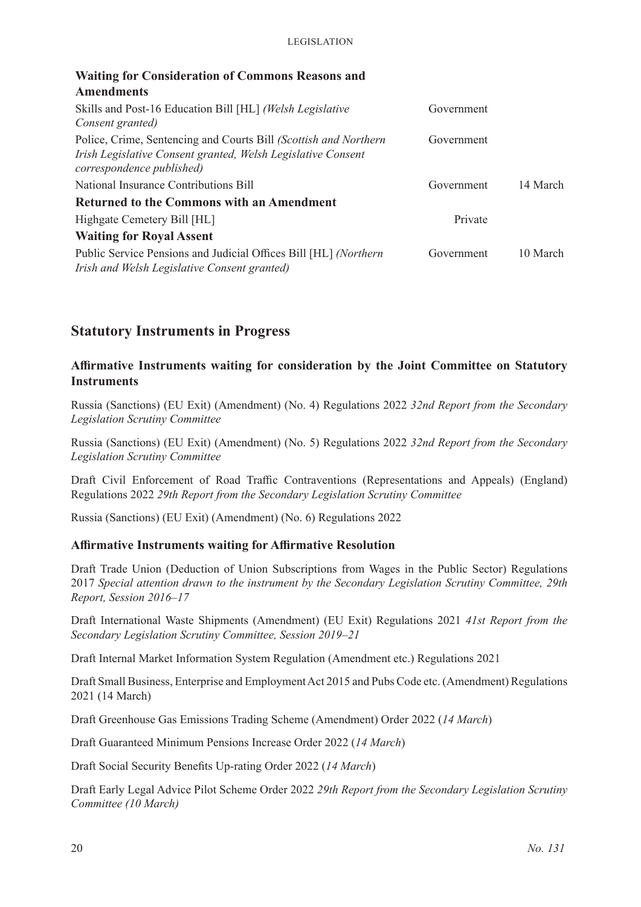| Waiting for Consideration of Commons Reasons and Amendments | | |
|---|---|---|
| Skills and Post-16 Education Bill [HL] *(Welsh Legislative Consent granted)* | Government | |
| Police, Crime, Sentencing and Courts Bill *(Scottish and Northern Irish Legislative Consent granted, Welsh Legislative Consent correspondence published)* | Government | |
| National Insurance Contributions Bill | Government | 14 March |
| **Returned to the Commons with an Amendment** | | |
| Highgate Cemetery Bill [HL] | Private | |
| **Waiting for Royal Assent** | | |
| Public Service Pensions and Judicial Offices Bill [HL] *(Northern Irish and Welsh Legislative Consent granted)* | Government | 10 March |

## Statutory Instruments in Progress

### Affirmative Instruments waiting for consideration by the Joint Committee on Statutory Instruments

Russia (Sanctions) (EU Exit) (Amendment) (No. 4) Regulations 2022 *32nd Report from the Secondary Legislation Scrutiny Committee*

Russia (Sanctions) (EU Exit) (Amendment) (No. 5) Regulations 2022 *32nd Report from the Secondary Legislation Scrutiny Committee*

Draft Civil Enforcement of Road Traffic Contraventions (Representations and Appeals) (England) Regulations 2022 *29th Report from the Secondary Legislation Scrutiny Committee*

Russia (Sanctions) (EU Exit) (Amendment) (No. 6) Regulations 2022

### Affirmative Instruments waiting for Affirmative Resolution

Draft Trade Union (Deduction of Union Subscriptions from Wages in the Public Sector) Regulations 2017 *Special attention drawn to the instrument by the Secondary Legislation Scrutiny Committee, 29th Report, Session 2016–17*

Draft International Waste Shipments (Amendment) (EU Exit) Regulations 2021 *41st Report from the Secondary Legislation Scrutiny Committee, Session 2019–21*

Draft Internal Market Information System Regulation (Amendment etc.) Regulations 2021

Draft Small Business, Enterprise and Employment Act 2015 and Pubs Code etc. (Amendment) Regulations 2021 (14 March)

Draft Greenhouse Gas Emissions Trading Scheme (Amendment) Order 2022 (*14 March*)

Draft Guaranteed Minimum Pensions Increase Order 2022 (*14 March*)

Draft Social Security Benefits Up-rating Order 2022 (*14 March*)

Draft Early Legal Advice Pilot Scheme Order 2022 *29th Report from the Secondary Legislation Scrutiny Committee (10 March)*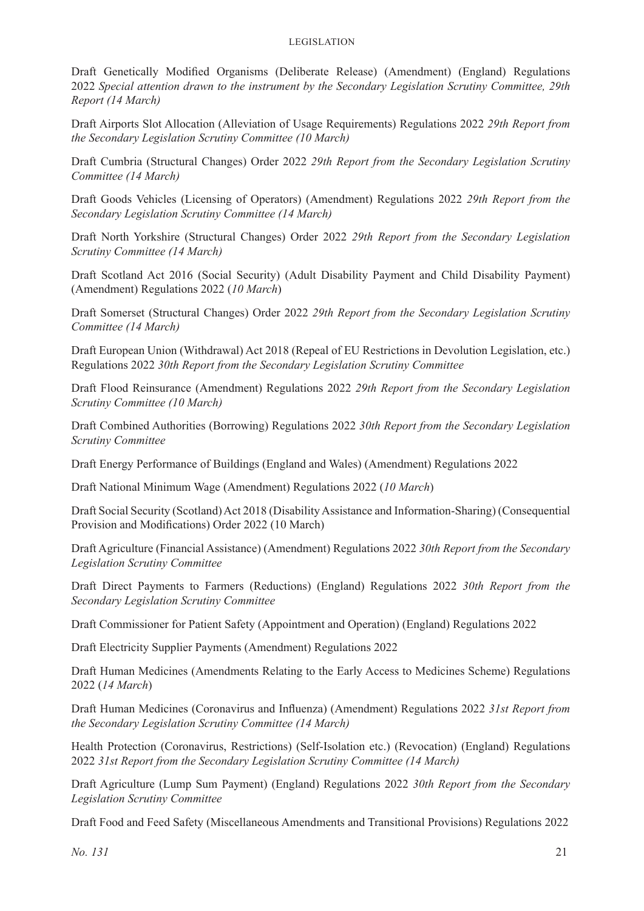Draft Genetically Modified Organisms (Deliberate Release) (Amendment) (England) Regulations 2022 *Special attention drawn to the instrument by the Secondary Legislation Scrutiny Committee, 29th Report (14 March)*

Draft Airports Slot Allocation (Alleviation of Usage Requirements) Regulations 2022 *29th Report from the Secondary Legislation Scrutiny Committee (10 March)*

Draft Cumbria (Structural Changes) Order 2022 *29th Report from the Secondary Legislation Scrutiny Committee (14 March)*

Draft Goods Vehicles (Licensing of Operators) (Amendment) Regulations 2022 *29th Report from the Secondary Legislation Scrutiny Committee (14 March)*

Draft North Yorkshire (Structural Changes) Order 2022 *29th Report from the Secondary Legislation Scrutiny Committee (14 March)*

Draft Scotland Act 2016 (Social Security) (Adult Disability Payment and Child Disability Payment) (Amendment) Regulations 2022 (*10 March*)

Draft Somerset (Structural Changes) Order 2022 *29th Report from the Secondary Legislation Scrutiny Committee (14 March)*

Draft European Union (Withdrawal) Act 2018 (Repeal of EU Restrictions in Devolution Legislation, etc.) Regulations 2022 *30th Report from the Secondary Legislation Scrutiny Committee*

Draft Flood Reinsurance (Amendment) Regulations 2022 *29th Report from the Secondary Legislation Scrutiny Committee (10 March)*

Draft Combined Authorities (Borrowing) Regulations 2022 *30th Report from the Secondary Legislation Scrutiny Committee*

Draft Energy Performance of Buildings (England and Wales) (Amendment) Regulations 2022

Draft National Minimum Wage (Amendment) Regulations 2022 (*10 March*)

Draft Social Security (Scotland) Act 2018 (Disability Assistance and Information-Sharing) (Consequential Provision and Modifications) Order 2022 (10 March)

Draft Agriculture (Financial Assistance) (Amendment) Regulations 2022 *30th Report from the Secondary Legislation Scrutiny Committee*

Draft Direct Payments to Farmers (Reductions) (England) Regulations 2022 *30th Report from the Secondary Legislation Scrutiny Committee*

Draft Commissioner for Patient Safety (Appointment and Operation) (England) Regulations 2022

Draft Electricity Supplier Payments (Amendment) Regulations 2022

Draft Human Medicines (Amendments Relating to the Early Access to Medicines Scheme) Regulations 2022 (*14 March*)

Draft Human Medicines (Coronavirus and Influenza) (Amendment) Regulations 2022 *31st Report from the Secondary Legislation Scrutiny Committee (14 March)*

Health Protection (Coronavirus, Restrictions) (Self-Isolation etc.) (Revocation) (England) Regulations 2022 *31st Report from the Secondary Legislation Scrutiny Committee (14 March)*

Draft Agriculture (Lump Sum Payment) (England) Regulations 2022 *30th Report from the Secondary Legislation Scrutiny Committee*

Draft Food and Feed Safety (Miscellaneous Amendments and Transitional Provisions) Regulations 2022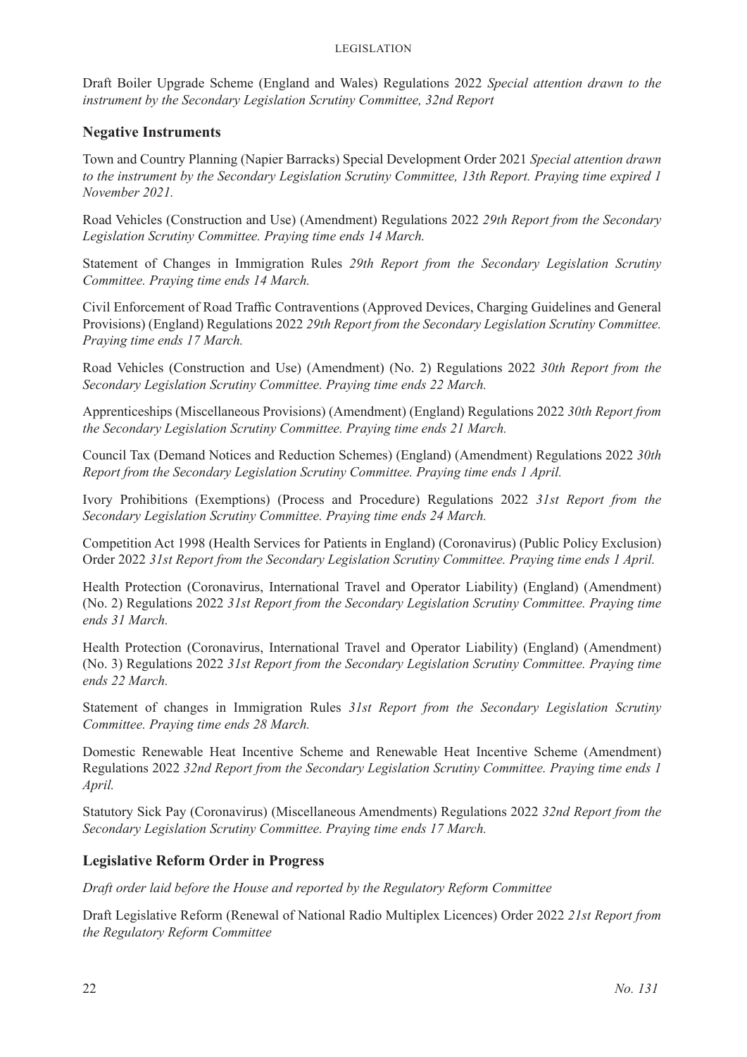Draft Boiler Upgrade Scheme (England and Wales) Regulations 2022 *Special attention drawn to the instrument by the Secondary Legislation Scrutiny Committee, 32nd Report*

### Negative Instruments

Town and Country Planning (Napier Barracks) Special Development Order 2021 *Special attention drawn to the instrument by the Secondary Legislation Scrutiny Committee, 13th Report. Praying time expired 1 November 2021.*

Road Vehicles (Construction and Use) (Amendment) Regulations 2022 *29th Report from the Secondary Legislation Scrutiny Committee. Praying time ends 14 March.*

Statement of Changes in Immigration Rules *29th Report from the Secondary Legislation Scrutiny Committee. Praying time ends 14 March.*

Civil Enforcement of Road Traffic Contraventions (Approved Devices, Charging Guidelines and General Provisions) (England) Regulations 2022 *29th Report from the Secondary Legislation Scrutiny Committee. Praying time ends 17 March.*

Road Vehicles (Construction and Use) (Amendment) (No. 2) Regulations 2022 *30th Report from the Secondary Legislation Scrutiny Committee. Praying time ends 22 March.*

Apprenticeships (Miscellaneous Provisions) (Amendment) (England) Regulations 2022 *30th Report from the Secondary Legislation Scrutiny Committee. Praying time ends 21 March.*

Council Tax (Demand Notices and Reduction Schemes) (England) (Amendment) Regulations 2022 *30th Report from the Secondary Legislation Scrutiny Committee. Praying time ends 1 April.*

Ivory Prohibitions (Exemptions) (Process and Procedure) Regulations 2022 *31st Report from the Secondary Legislation Scrutiny Committee. Praying time ends 24 March.*

Competition Act 1998 (Health Services for Patients in England) (Coronavirus) (Public Policy Exclusion) Order 2022 *31st Report from the Secondary Legislation Scrutiny Committee. Praying time ends 1 April.*

Health Protection (Coronavirus, International Travel and Operator Liability) (England) (Amendment) (No. 2) Regulations 2022 *31st Report from the Secondary Legislation Scrutiny Committee. Praying time ends 31 March.*

Health Protection (Coronavirus, International Travel and Operator Liability) (England) (Amendment) (No. 3) Regulations 2022 *31st Report from the Secondary Legislation Scrutiny Committee. Praying time ends 22 March.*

Statement of changes in Immigration Rules *31st Report from the Secondary Legislation Scrutiny Committee. Praying time ends 28 March.*

Domestic Renewable Heat Incentive Scheme and Renewable Heat Incentive Scheme (Amendment) Regulations 2022 *32nd Report from the Secondary Legislation Scrutiny Committee. Praying time ends 1 April.*

Statutory Sick Pay (Coronavirus) (Miscellaneous Amendments) Regulations 2022 *32nd Report from the Secondary Legislation Scrutiny Committee. Praying time ends 17 March.*

### Legislative Reform Order in Progress

*Draft order laid before the House and reported by the Regulatory Reform Committee*

Draft Legislative Reform (Renewal of National Radio Multiplex Licences) Order 2022 *21st Report from the Regulatory Reform Committee*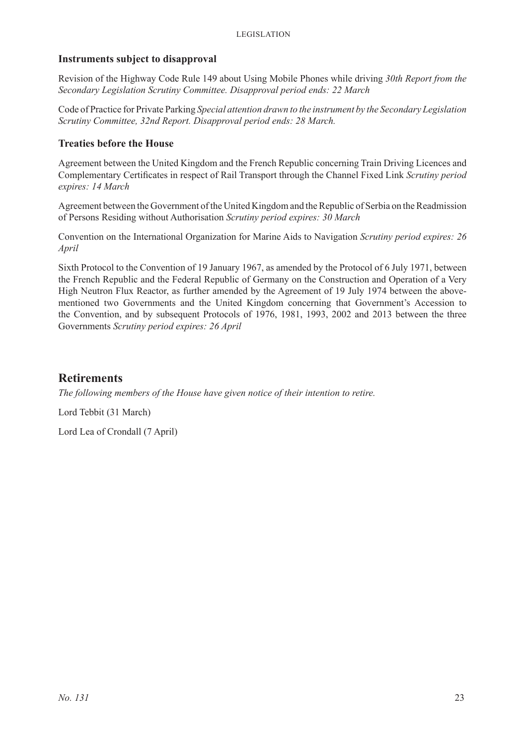### Instruments subject to disapproval

Revision of the Highway Code Rule 149 about Using Mobile Phones while driving *30th Report from the Secondary Legislation Scrutiny Committee. Disapproval period ends: 22 March*

Code of Practice for Private Parking *Special attention drawn to the instrument by the Secondary Legislation Scrutiny Committee, 32nd Report. Disapproval period ends: 28 March.*

### Treaties before the House

Agreement between the United Kingdom and the French Republic concerning Train Driving Licences and Complementary Certificates in respect of Rail Transport through the Channel Fixed Link *Scrutiny period expires: 14 March*

Agreement between the Government of the United Kingdom and the Republic of Serbia on the Readmission of Persons Residing without Authorisation *Scrutiny period expires: 30 March*

Convention on the International Organization for Marine Aids to Navigation *Scrutiny period expires: 26 April*

Sixth Protocol to the Convention of 19 January 1967, as amended by the Protocol of 6 July 1971, between the French Republic and the Federal Republic of Germany on the Construction and Operation of a Very High Neutron Flux Reactor, as further amended by the Agreement of 19 July 1974 between the above-mentioned two Governments and the United Kingdom concerning that Government's Accession to the Convention, and by subsequent Protocols of 1976, 1981, 1993, 2002 and 2013 between the three Governments *Scrutiny period expires: 26 April*

## Retirements

*The following members of the House have given notice of their intention to retire.*

Lord Tebbit (31 March)

Lord Lea of Crondall (7 April)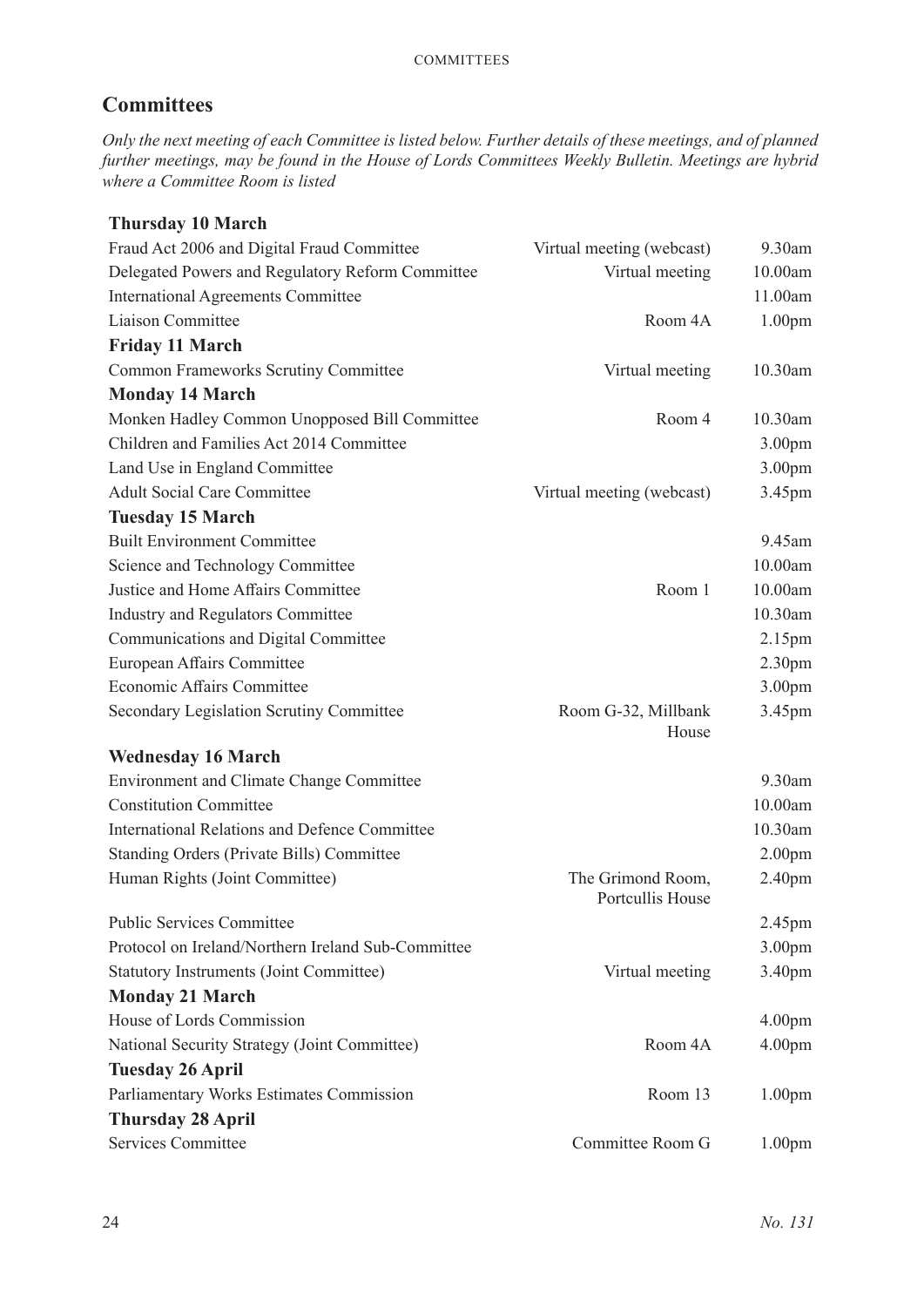## Committees

*Only the next meeting of each Committee is listed below. Further details of these meetings, and of planned further meetings, may be found in the House of Lords Committees Weekly Bulletin. Meetings are hybrid where a Committee Room is listed*

| | | |
|---|---|---|
| **Thursday 10 March** | | |
| Fraud Act 2006 and Digital Fraud Committee | Virtual meeting (webcast) | 9.30am |
| Delegated Powers and Regulatory Reform Committee | Virtual meeting | 10.00am |
| International Agreements Committee | | 11.00am |
| Liaison Committee | Room 4A | 1.00pm |
| **Friday 11 March** | | |
| Common Frameworks Scrutiny Committee | Virtual meeting | 10.30am |
| **Monday 14 March** | | |
| Monken Hadley Common Unopposed Bill Committee | Room 4 | 10.30am |
| Children and Families Act 2014 Committee | | 3.00pm |
| Land Use in England Committee | | 3.00pm |
| Adult Social Care Committee | Virtual meeting (webcast) | 3.45pm |
| **Tuesday 15 March** | | |
| Built Environment Committee | | 9.45am |
| Science and Technology Committee | | 10.00am |
| Justice and Home Affairs Committee | Room 1 | 10.00am |
| Industry and Regulators Committee | | 10.30am |
| Communications and Digital Committee | | 2.15pm |
| European Affairs Committee | | 2.30pm |
| Economic Affairs Committee | | 3.00pm |
| Secondary Legislation Scrutiny Committee | Room G-32, Millbank House | 3.45pm |
| **Wednesday 16 March** | | |
| Environment and Climate Change Committee | | 9.30am |
| Constitution Committee | | 10.00am |
| International Relations and Defence Committee | | 10.30am |
| Standing Orders (Private Bills) Committee | | 2.00pm |
| Human Rights (Joint Committee) | The Grimond Room, Portcullis House | 2.40pm |
| Public Services Committee | | 2.45pm |
| Protocol on Ireland/Northern Ireland Sub-Committee | | 3.00pm |
| Statutory Instruments (Joint Committee) | Virtual meeting | 3.40pm |
| **Monday 21 March** | | |
| House of Lords Commission | | 4.00pm |
| National Security Strategy (Joint Committee) | Room 4A | 4.00pm |
| **Tuesday 26 April** | | |
| Parliamentary Works Estimates Commission | Room 13 | 1.00pm |
| **Thursday 28 April** | | |
| Services Committee | Committee Room G | 1.00pm |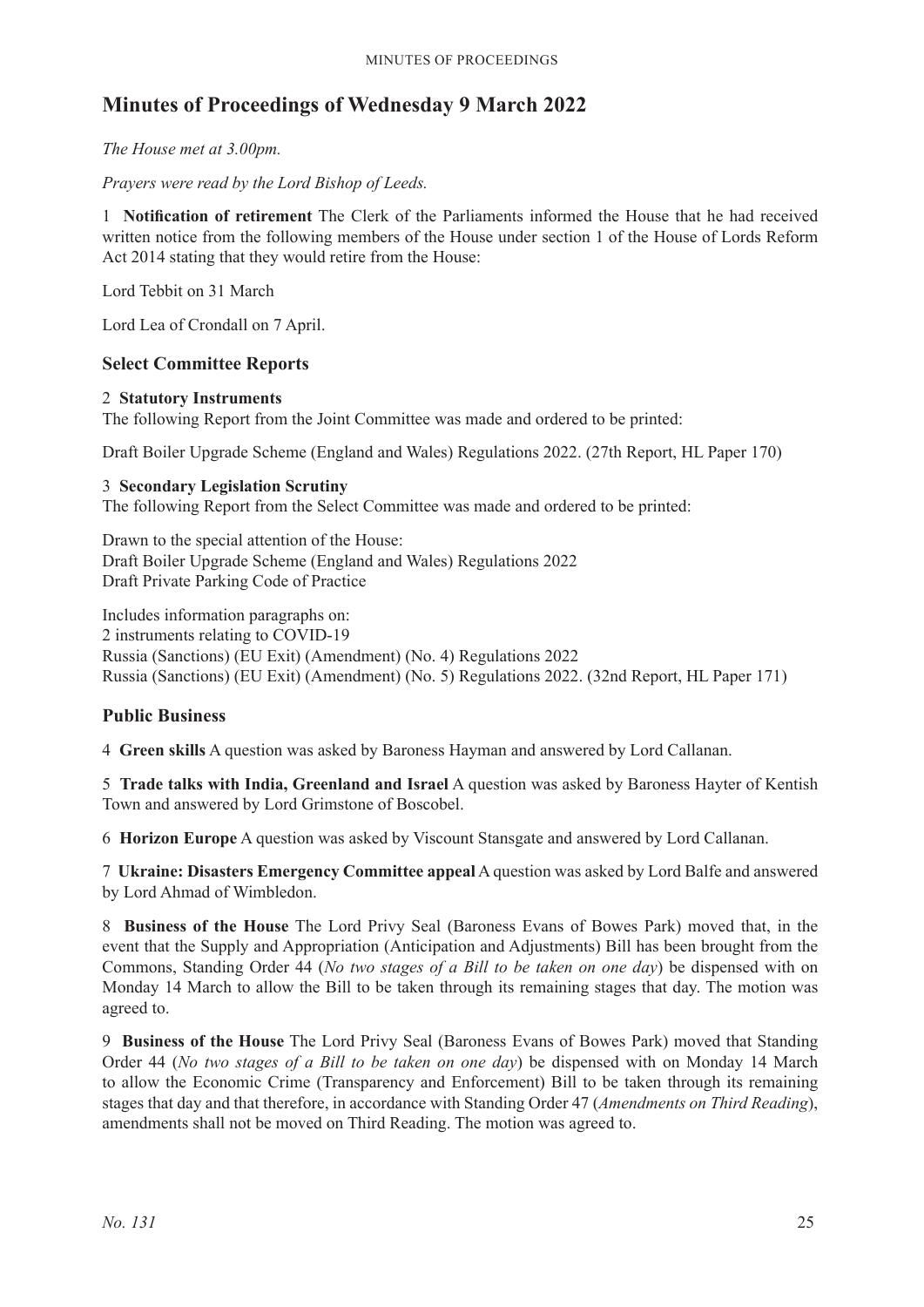# Minutes of Proceedings of Wednesday 9 March 2022

*The House met at 3.00pm.*

*Prayers were read by the Lord Bishop of Leeds.*

1 **Notification of retirement** The Clerk of the Parliaments informed the House that he had received written notice from the following members of the House under section 1 of the House of Lords Reform Act 2014 stating that they would retire from the House:

Lord Tebbit on 31 March

Lord Lea of Crondall on 7 April.

## Select Committee Reports

2 **Statutory Instruments**
The following Report from the Joint Committee was made and ordered to be printed:

Draft Boiler Upgrade Scheme (England and Wales) Regulations 2022. (27th Report, HL Paper 170)

3 **Secondary Legislation Scrutiny**
The following Report from the Select Committee was made and ordered to be printed:

Drawn to the special attention of the House:
Draft Boiler Upgrade Scheme (England and Wales) Regulations 2022
Draft Private Parking Code of Practice

Includes information paragraphs on:
2 instruments relating to COVID-19
Russia (Sanctions) (EU Exit) (Amendment) (No. 4) Regulations 2022
Russia (Sanctions) (EU Exit) (Amendment) (No. 5) Regulations 2022. (32nd Report, HL Paper 171)

## Public Business

4 **Green skills** A question was asked by Baroness Hayman and answered by Lord Callanan.

5 **Trade talks with India, Greenland and Israel** A question was asked by Baroness Hayter of Kentish Town and answered by Lord Grimstone of Boscobel.

6 **Horizon Europe** A question was asked by Viscount Stansgate and answered by Lord Callanan.

7 **Ukraine: Disasters Emergency Committee appeal** A question was asked by Lord Balfe and answered by Lord Ahmad of Wimbledon.

8 **Business of the House** The Lord Privy Seal (Baroness Evans of Bowes Park) moved that, in the event that the Supply and Appropriation (Anticipation and Adjustments) Bill has been brought from the Commons, Standing Order 44 (*No two stages of a Bill to be taken on one day*) be dispensed with on Monday 14 March to allow the Bill to be taken through its remaining stages that day. The motion was agreed to.

9 **Business of the House** The Lord Privy Seal (Baroness Evans of Bowes Park) moved that Standing Order 44 (*No two stages of a Bill to be taken on one day*) be dispensed with on Monday 14 March to allow the Economic Crime (Transparency and Enforcement) Bill to be taken through its remaining stages that day and that therefore, in accordance with Standing Order 47 (*Amendments on Third Reading*), amendments shall not be moved on Third Reading. The motion was agreed to.

*No. 131*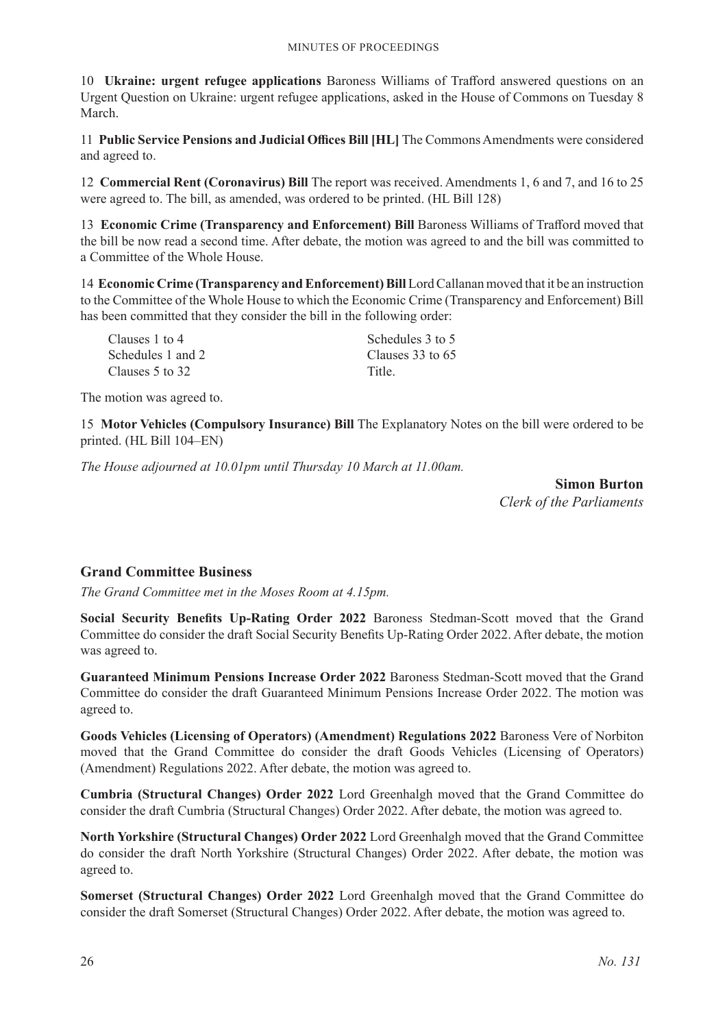10 **Ukraine: urgent refugee applications** Baroness Williams of Trafford answered questions on an Urgent Question on Ukraine: urgent refugee applications, asked in the House of Commons on Tuesday 8 March.

11 **Public Service Pensions and Judicial Offices Bill [HL]** The Commons Amendments were considered and agreed to.

12 **Commercial Rent (Coronavirus) Bill** The report was received. Amendments 1, 6 and 7, and 16 to 25 were agreed to. The bill, as amended, was ordered to be printed. (HL Bill 128)

13 **Economic Crime (Transparency and Enforcement) Bill** Baroness Williams of Trafford moved that the bill be now read a second time. After debate, the motion was agreed to and the bill was committed to a Committee of the Whole House.

14 **Economic Crime (Transparency and Enforcement) Bill** Lord Callanan moved that it be an instruction to the Committee of the Whole House to which the Economic Crime (Transparency and Enforcement) Bill has been committed that they consider the bill in the following order:

Clauses 1 to 4
Schedules 1 and 2
Clauses 5 to 32
Schedules 3 to 5
Clauses 33 to 65
Title.

The motion was agreed to.

15 **Motor Vehicles (Compulsory Insurance) Bill** The Explanatory Notes on the bill were ordered to be printed. (HL Bill 104–EN)

*The House adjourned at 10.01pm until Thursday 10 March at 11.00am.*

**Simon Burton**
*Clerk of the Parliaments*

## Grand Committee Business

*The Grand Committee met in the Moses Room at 4.15pm.*

**Social Security Benefits Up-Rating Order 2022** Baroness Stedman-Scott moved that the Grand Committee do consider the draft Social Security Benefits Up-Rating Order 2022. After debate, the motion was agreed to.

**Guaranteed Minimum Pensions Increase Order 2022** Baroness Stedman-Scott moved that the Grand Committee do consider the draft Guaranteed Minimum Pensions Increase Order 2022. The motion was agreed to.

**Goods Vehicles (Licensing of Operators) (Amendment) Regulations 2022** Baroness Vere of Norbiton moved that the Grand Committee do consider the draft Goods Vehicles (Licensing of Operators) (Amendment) Regulations 2022. After debate, the motion was agreed to.

**Cumbria (Structural Changes) Order 2022** Lord Greenhalgh moved that the Grand Committee do consider the draft Cumbria (Structural Changes) Order 2022. After debate, the motion was agreed to.

**North Yorkshire (Structural Changes) Order 2022** Lord Greenhalgh moved that the Grand Committee do consider the draft North Yorkshire (Structural Changes) Order 2022. After debate, the motion was agreed to.

**Somerset (Structural Changes) Order 2022** Lord Greenhalgh moved that the Grand Committee do consider the draft Somerset (Structural Changes) Order 2022. After debate, the motion was agreed to.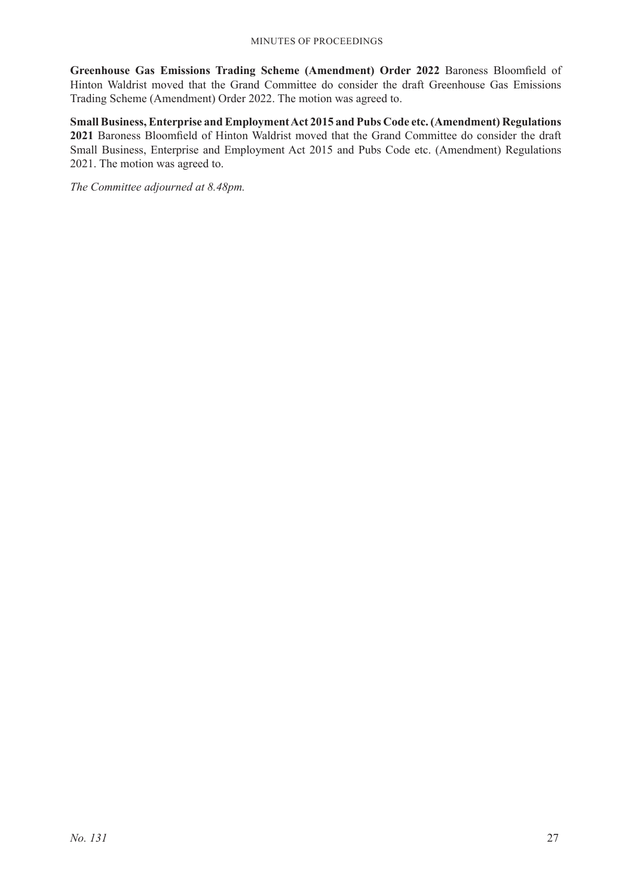**Greenhouse Gas Emissions Trading Scheme (Amendment) Order 2022** Baroness Bloomfield of Hinton Waldrist moved that the Grand Committee do consider the draft Greenhouse Gas Emissions Trading Scheme (Amendment) Order 2022. The motion was agreed to.

**Small Business, Enterprise and Employment Act 2015 and Pubs Code etc. (Amendment) Regulations 2021** Baroness Bloomfield of Hinton Waldrist moved that the Grand Committee do consider the draft Small Business, Enterprise and Employment Act 2015 and Pubs Code etc. (Amendment) Regulations 2021. The motion was agreed to.

*The Committee adjourned at 8.48pm.*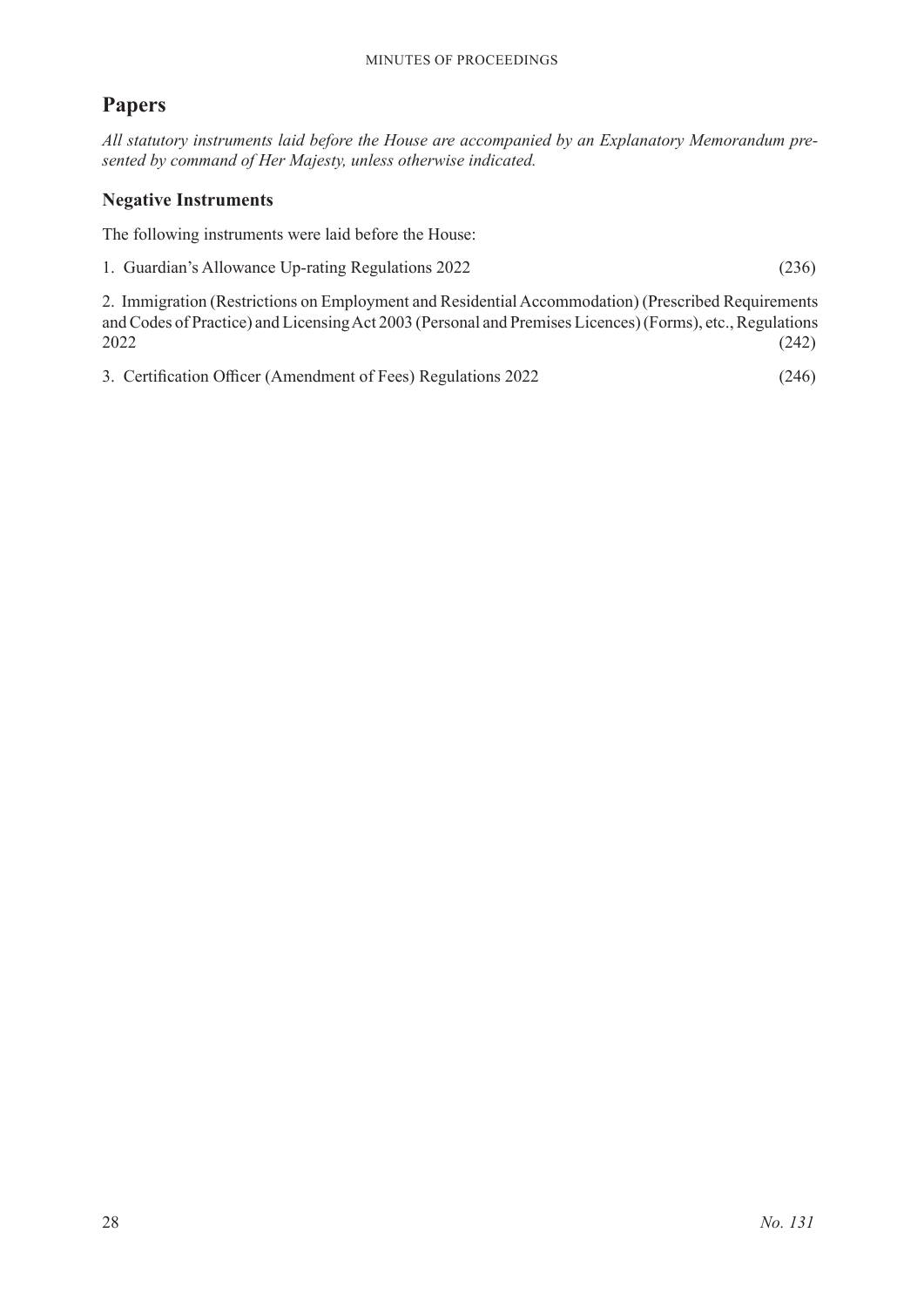## Papers

*All statutory instruments laid before the House are accompanied by an Explanatory Memorandum presented by command of Her Majesty, unless otherwise indicated.*

### Negative Instruments

The following instruments were laid before the House:

1. Guardian's Allowance Up-rating Regulations 2022 (236)

2. Immigration (Restrictions on Employment and Residential Accommodation) (Prescribed Requirements and Codes of Practice) and Licensing Act 2003 (Personal and Premises Licences) (Forms), etc., Regulations 2022 (242)

3. Certification Officer (Amendment of Fees) Regulations 2022 (246)